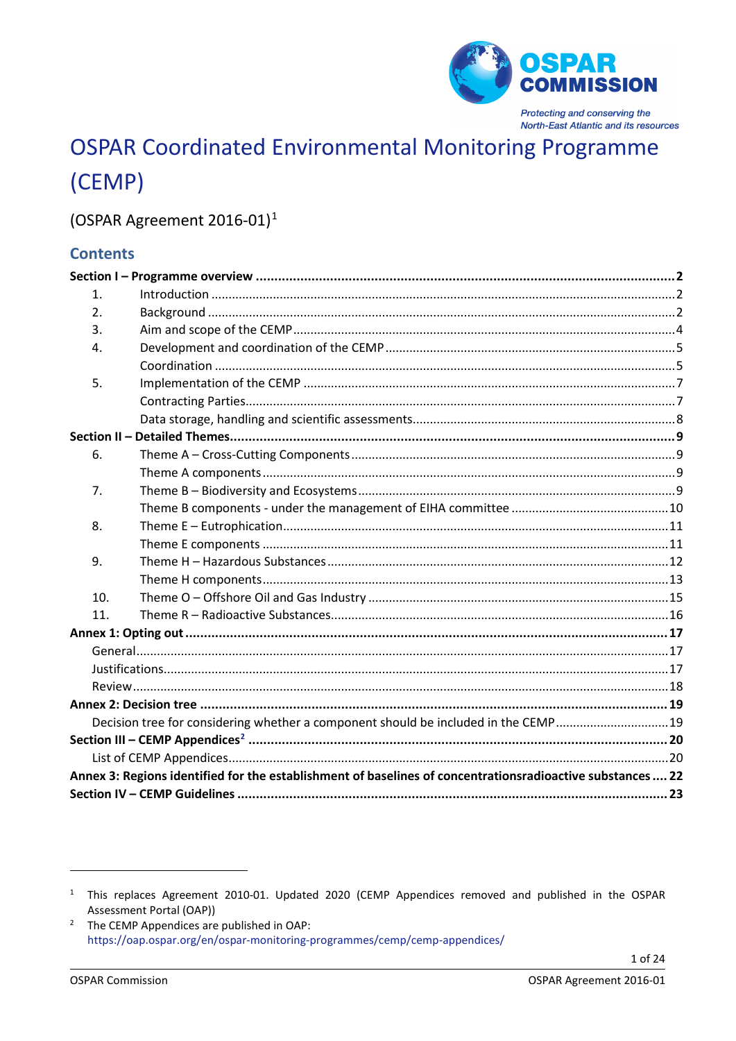OSPAR COMMISSION

*Protecting and conserving the North-East Atlantic and its resources*

# OSPAR Coordinated Environmental Monitoring Programme (CEMP)

(OSPAR Agreement 2016-01)[1]

## Contents

**Section I – Programme overview** ..... **2**
- 1. Introduction ..... 2
- 2. Background ..... 2
- 3. Aim and scope of the CEMP ..... 4
- 4. Development and coordination of the CEMP ..... 5
  - Coordination ..... 5
- 5. Implementation of the CEMP ..... 7
  - Contracting Parties ..... 7
  - Data storage, handling and scientific assessments ..... 8

**Section II – Detailed Themes** ..... **9**
- 6. Theme A – Cross-Cutting Components ..... 9
  - Theme A components ..... 9
- 7. Theme B – Biodiversity and Ecosystems ..... 9
  - Theme B components - under the management of EIHA committee ..... 10
- 8. Theme E – Eutrophication ..... 11
  - Theme E components ..... 11
- 9. Theme H – Hazardous Substances ..... 12
  - Theme H components ..... 13
- 10. Theme O – Offshore Oil and Gas Industry ..... 15
- 11. Theme R – Radioactive Substances ..... 16

**Annex 1: Opting out** ..... **17**
- General ..... 17
- Justifications ..... 17
- Review ..... 18

**Annex 2: Decision tree** ..... **19**
- Decision tree for considering whether a component should be included in the CEMP ..... 19

**Section III – CEMP Appendices[2]** ..... **20**
- List of CEMP Appendices ..... 20

**Annex 3: Regions identified for the establishment of baselines of concentrationsradioactive substances** ..... **22**

**Section IV – CEMP Guidelines** ..... **23**

---

[1] This replaces Agreement 2010-01. Updated 2020 (CEMP Appendices removed and published in the OSPAR Assessment Portal (OAP))

[2] The CEMP Appendices are published in OAP: https://oap.ospar.org/en/ospar-monitoring-programmes/cemp/cemp-appendices/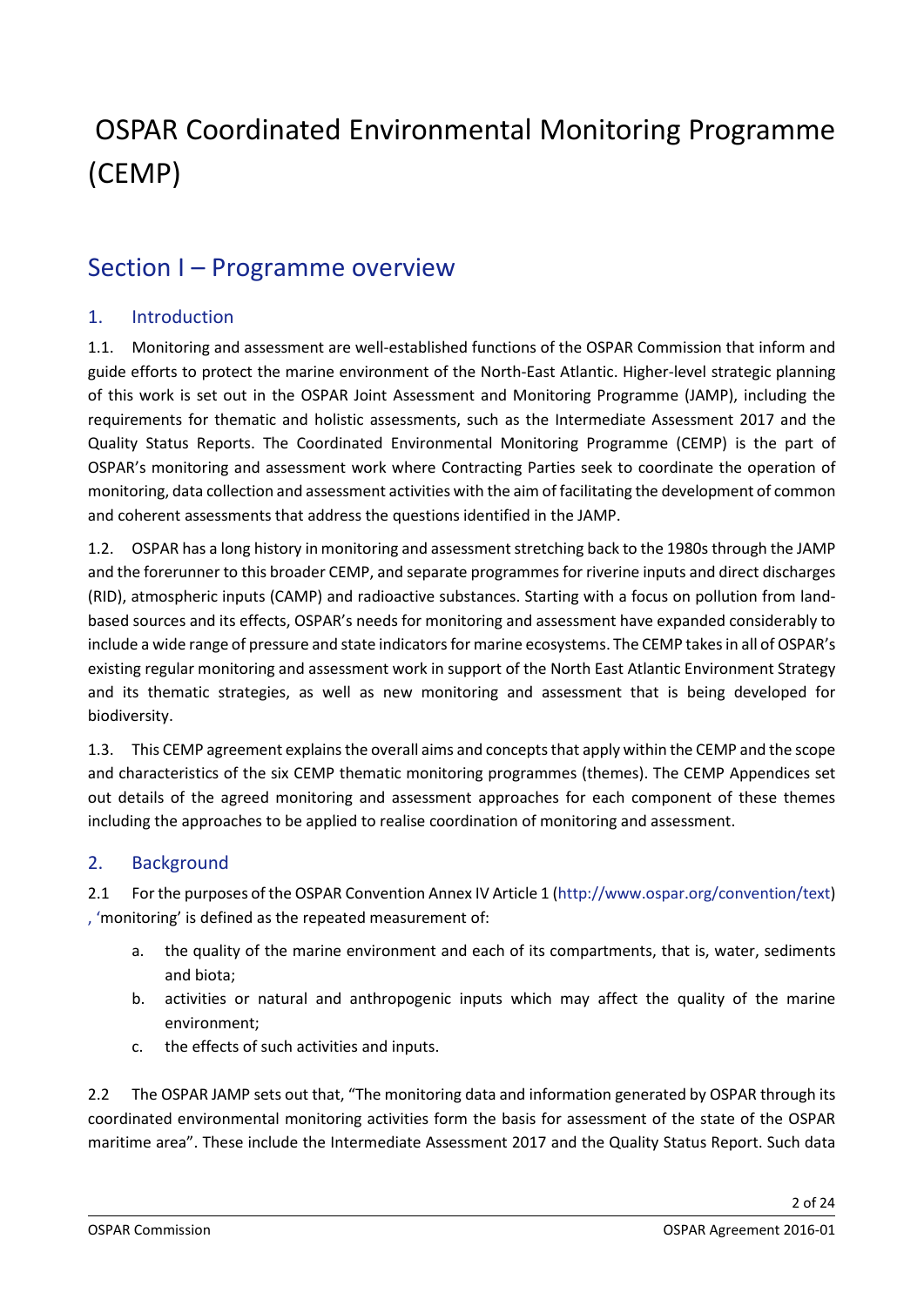# OSPAR Coordinated Environmental Monitoring Programme (CEMP)

## Section I – Programme overview

### 1. Introduction

1.1. Monitoring and assessment are well-established functions of the OSPAR Commission that inform and guide efforts to protect the marine environment of the North-East Atlantic. Higher-level strategic planning of this work is set out in the OSPAR Joint Assessment and Monitoring Programme (JAMP), including the requirements for thematic and holistic assessments, such as the Intermediate Assessment 2017 and the Quality Status Reports. The Coordinated Environmental Monitoring Programme (CEMP) is the part of OSPAR's monitoring and assessment work where Contracting Parties seek to coordinate the operation of monitoring, data collection and assessment activities with the aim of facilitating the development of common and coherent assessments that address the questions identified in the JAMP.

1.2. OSPAR has a long history in monitoring and assessment stretching back to the 1980s through the JAMP and the forerunner to this broader CEMP, and separate programmes for riverine inputs and direct discharges (RID), atmospheric inputs (CAMP) and radioactive substances. Starting with a focus on pollution from land-based sources and its effects, OSPAR's needs for monitoring and assessment have expanded considerably to include a wide range of pressure and state indicators for marine ecosystems. The CEMP takes in all of OSPAR's existing regular monitoring and assessment work in support of the North East Atlantic Environment Strategy and its thematic strategies, as well as new monitoring and assessment that is being developed for biodiversity.

1.3. This CEMP agreement explains the overall aims and concepts that apply within the CEMP and the scope and characteristics of the six CEMP thematic monitoring programmes (themes). The CEMP Appendices set out details of the agreed monitoring and assessment approaches for each component of these themes including the approaches to be applied to realise coordination of monitoring and assessment.

### 2. Background

2.1 For the purposes of the OSPAR Convention Annex IV Article 1 (http://www.ospar.org/convention/text) , 'monitoring' is defined as the repeated measurement of:

a. the quality of the marine environment and each of its compartments, that is, water, sediments and biota;

b. activities or natural and anthropogenic inputs which may affect the quality of the marine environment;

c. the effects of such activities and inputs.

2.2 The OSPAR JAMP sets out that, "The monitoring data and information generated by OSPAR through its coordinated environmental monitoring activities form the basis for assessment of the state of the OSPAR maritime area". These include the Intermediate Assessment 2017 and the Quality Status Report. Such data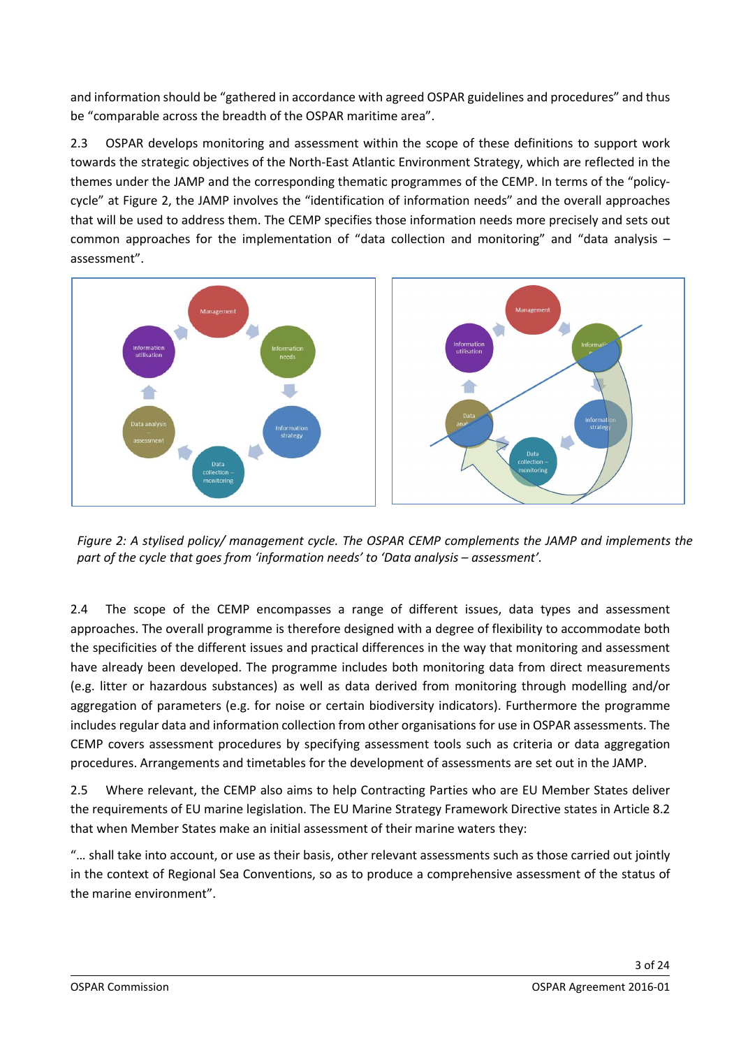and information should be "gathered in accordance with agreed OSPAR guidelines and procedures" and thus be "comparable across the breadth of the OSPAR maritime area".

2.3 OSPAR develops monitoring and assessment within the scope of these definitions to support work towards the strategic objectives of the North-East Atlantic Environment Strategy, which are reflected in the themes under the JAMP and the corresponding thematic programmes of the CEMP. In terms of the "policy-cycle" at Figure 2, the JAMP involves the "identification of information needs" and the overall approaches that will be used to address them. The CEMP specifies those information needs more precisely and sets out common approaches for the implementation of "data collection and monitoring" and "data analysis – assessment".

*Figure 2: A stylised policy/ management cycle. The OSPAR CEMP complements the JAMP and implements the part of the cycle that goes from 'information needs' to 'Data analysis – assessment'.*

2.4 The scope of the CEMP encompasses a range of different issues, data types and assessment approaches. The overall programme is therefore designed with a degree of flexibility to accommodate both the specificities of the different issues and practical differences in the way that monitoring and assessment have already been developed. The programme includes both monitoring data from direct measurements (e.g. litter or hazardous substances) as well as data derived from monitoring through modelling and/or aggregation of parameters (e.g. for noise or certain biodiversity indicators). Furthermore the programme includes regular data and information collection from other organisations for use in OSPAR assessments. The CEMP covers assessment procedures by specifying assessment tools such as criteria or data aggregation procedures. Arrangements and timetables for the development of assessments are set out in the JAMP.

2.5 Where relevant, the CEMP also aims to help Contracting Parties who are EU Member States deliver the requirements of EU marine legislation. The EU Marine Strategy Framework Directive states in Article 8.2 that when Member States make an initial assessment of their marine waters they:

"… shall take into account, or use as their basis, other relevant assessments such as those carried out jointly in the context of Regional Sea Conventions, so as to produce a comprehensive assessment of the status of the marine environment".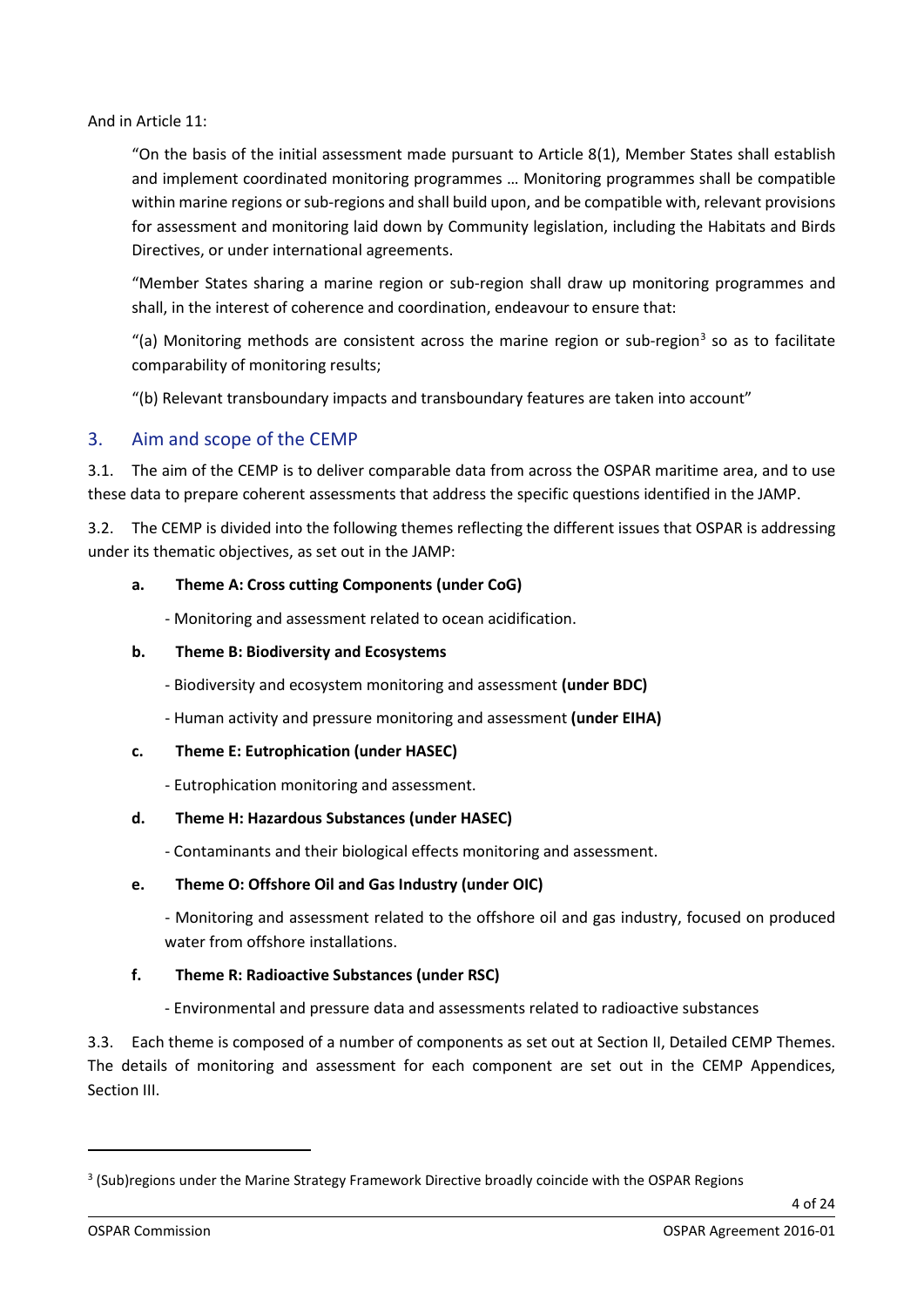And in Article 11:

> "On the basis of the initial assessment made pursuant to Article 8(1), Member States shall establish and implement coordinated monitoring programmes … Monitoring programmes shall be compatible within marine regions or sub-regions and shall build upon, and be compatible with, relevant provisions for assessment and monitoring laid down by Community legislation, including the Habitats and Birds Directives, or under international agreements.
>
> "Member States sharing a marine region or sub-region shall draw up monitoring programmes and shall, in the interest of coherence and coordination, endeavour to ensure that:
>
> "(a) Monitoring methods are consistent across the marine region or sub-region[3] so as to facilitate comparability of monitoring results;
>
> "(b) Relevant transboundary impacts and transboundary features are taken into account"

## 3. Aim and scope of the CEMP

3.1. The aim of the CEMP is to deliver comparable data from across the OSPAR maritime area, and to use these data to prepare coherent assessments that address the specific questions identified in the JAMP.

3.2. The CEMP is divided into the following themes reflecting the different issues that OSPAR is addressing under its thematic objectives, as set out in the JAMP:

**a. Theme A: Cross cutting Components (under CoG)**

- Monitoring and assessment related to ocean acidification.

**b. Theme B: Biodiversity and Ecosystems**

- Biodiversity and ecosystem monitoring and assessment **(under BDC)**
- Human activity and pressure monitoring and assessment **(under EIHA)**

**c. Theme E: Eutrophication (under HASEC)**

- Eutrophication monitoring and assessment.

**d. Theme H: Hazardous Substances (under HASEC)**

- Contaminants and their biological effects monitoring and assessment.

**e. Theme O: Offshore Oil and Gas Industry (under OIC)**

- Monitoring and assessment related to the offshore oil and gas industry, focused on produced water from offshore installations.

**f. Theme R: Radioactive Substances (under RSC)**

- Environmental and pressure data and assessments related to radioactive substances

3.3. Each theme is composed of a number of components as set out at Section II, Detailed CEMP Themes. The details of monitoring and assessment for each component are set out in the CEMP Appendices, Section III.

---

[3] (Sub)regions under the Marine Strategy Framework Directive broadly coincide with the OSPAR Regions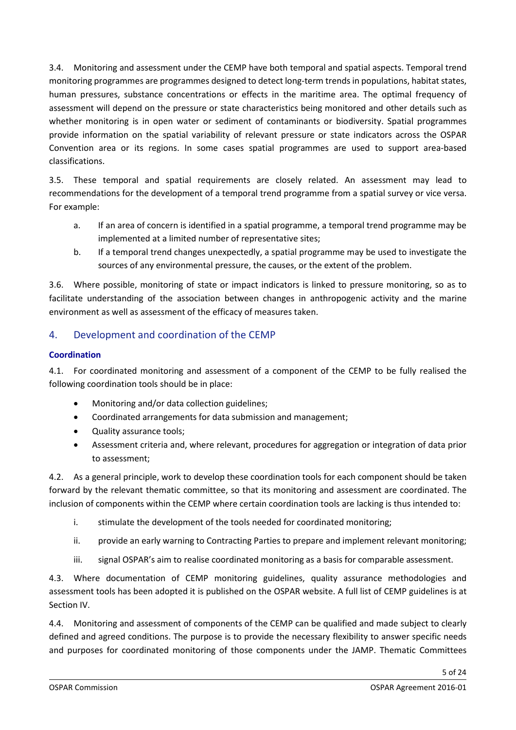3.4. Monitoring and assessment under the CEMP have both temporal and spatial aspects. Temporal trend monitoring programmes are programmes designed to detect long-term trends in populations, habitat states, human pressures, substance concentrations or effects in the maritime area. The optimal frequency of assessment will depend on the pressure or state characteristics being monitored and other details such as whether monitoring is in open water or sediment of contaminants or biodiversity. Spatial programmes provide information on the spatial variability of relevant pressure or state indicators across the OSPAR Convention area or its regions. In some cases spatial programmes are used to support area-based classifications.

3.5. These temporal and spatial requirements are closely related. An assessment may lead to recommendations for the development of a temporal trend programme from a spatial survey or vice versa. For example:

a. If an area of concern is identified in a spatial programme, a temporal trend programme may be implemented at a limited number of representative sites;

b. If a temporal trend changes unexpectedly, a spatial programme may be used to investigate the sources of any environmental pressure, the causes, or the extent of the problem.

3.6. Where possible, monitoring of state or impact indicators is linked to pressure monitoring, so as to facilitate understanding of the association between changes in anthropogenic activity and the marine environment as well as assessment of the efficacy of measures taken.

## 4. Development and coordination of the CEMP

### Coordination

4.1. For coordinated monitoring and assessment of a component of the CEMP to be fully realised the following coordination tools should be in place:

- Monitoring and/or data collection guidelines;
- Coordinated arrangements for data submission and management;
- Quality assurance tools;
- Assessment criteria and, where relevant, procedures for aggregation or integration of data prior to assessment;

4.2. As a general principle, work to develop these coordination tools for each component should be taken forward by the relevant thematic committee, so that its monitoring and assessment are coordinated. The inclusion of components within the CEMP where certain coordination tools are lacking is thus intended to:

i. stimulate the development of the tools needed for coordinated monitoring;

ii. provide an early warning to Contracting Parties to prepare and implement relevant monitoring;

iii. signal OSPAR's aim to realise coordinated monitoring as a basis for comparable assessment.

4.3. Where documentation of CEMP monitoring guidelines, quality assurance methodologies and assessment tools has been adopted it is published on the OSPAR website. A full list of CEMP guidelines is at Section IV.

4.4. Monitoring and assessment of components of the CEMP can be qualified and made subject to clearly defined and agreed conditions. The purpose is to provide the necessary flexibility to answer specific needs and purposes for coordinated monitoring of those components under the JAMP. Thematic Committees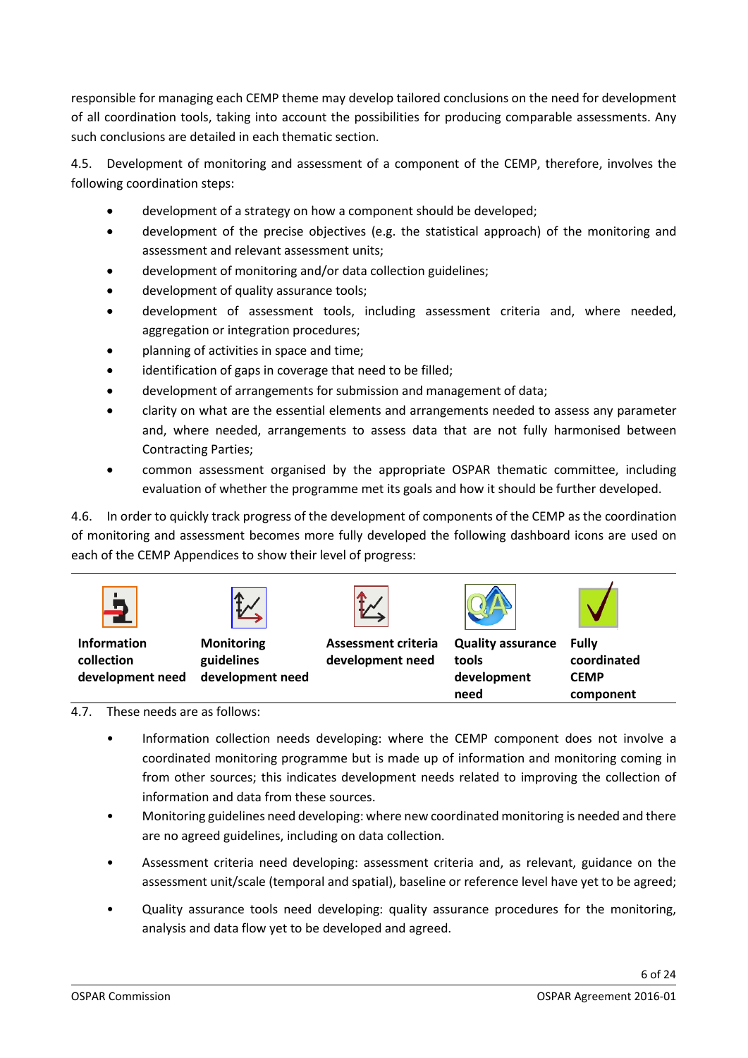responsible for managing each CEMP theme may develop tailored conclusions on the need for development of all coordination tools, taking into account the possibilities for producing comparable assessments. Any such conclusions are detailed in each thematic section.

4.5. Development of monitoring and assessment of a component of the CEMP, therefore, involves the following coordination steps:

- development of a strategy on how a component should be developed;
- development of the precise objectives (e.g. the statistical approach) of the monitoring and assessment and relevant assessment units;
- development of monitoring and/or data collection guidelines;
- development of quality assurance tools;
- development of assessment tools, including assessment criteria and, where needed, aggregation or integration procedures;
- planning of activities in space and time;
- identification of gaps in coverage that need to be filled;
- development of arrangements for submission and management of data;
- clarity on what are the essential elements and arrangements needed to assess any parameter and, where needed, arrangements to assess data that are not fully harmonised between Contracting Parties;
- common assessment organised by the appropriate OSPAR thematic committee, including evaluation of whether the programme met its goals and how it should be further developed.

4.6. In order to quickly track progress of the development of components of the CEMP as the coordination of monitoring and assessment becomes more fully developed the following dashboard icons are used on each of the CEMP Appendices to show their level of progress:

| **Information collection development need** | **Monitoring guidelines development need** | **Assessment criteria development need** | **Quality assurance tools development need** | **Fully coordinated CEMP component** |
|---|---|---|---|---|

4.7. These needs are as follows:

- Information collection needs developing: where the CEMP component does not involve a coordinated monitoring programme but is made up of information and monitoring coming in from other sources; this indicates development needs related to improving the collection of information and data from these sources.
- Monitoring guidelines need developing: where new coordinated monitoring is needed and there are no agreed guidelines, including on data collection.
- Assessment criteria need developing: assessment criteria and, as relevant, guidance on the assessment unit/scale (temporal and spatial), baseline or reference level have yet to be agreed;
- Quality assurance tools need developing: quality assurance procedures for the monitoring, analysis and data flow yet to be developed and agreed.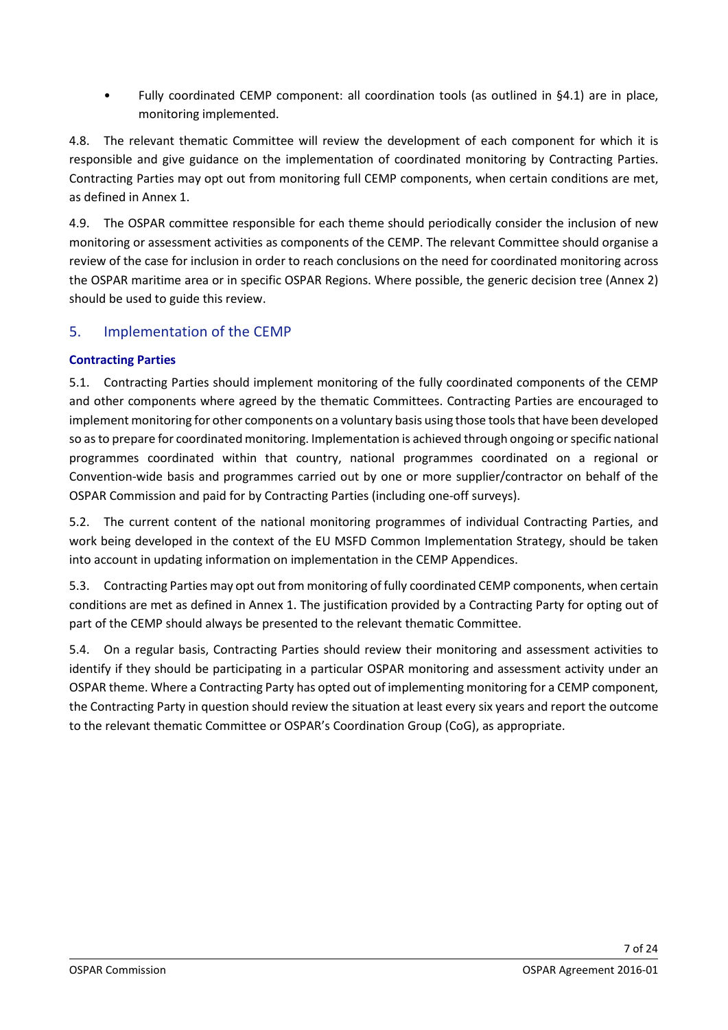- Fully coordinated CEMP component: all coordination tools (as outlined in §4.1) are in place, monitoring implemented.

4.8. The relevant thematic Committee will review the development of each component for which it is responsible and give guidance on the implementation of coordinated monitoring by Contracting Parties. Contracting Parties may opt out from monitoring full CEMP components, when certain conditions are met, as defined in Annex 1.

4.9. The OSPAR committee responsible for each theme should periodically consider the inclusion of new monitoring or assessment activities as components of the CEMP. The relevant Committee should organise a review of the case for inclusion in order to reach conclusions on the need for coordinated monitoring across the OSPAR maritime area or in specific OSPAR Regions. Where possible, the generic decision tree (Annex 2) should be used to guide this review.

## 5. Implementation of the CEMP

### Contracting Parties

5.1. Contracting Parties should implement monitoring of the fully coordinated components of the CEMP and other components where agreed by the thematic Committees. Contracting Parties are encouraged to implement monitoring for other components on a voluntary basis using those tools that have been developed so as to prepare for coordinated monitoring. Implementation is achieved through ongoing or specific national programmes coordinated within that country, national programmes coordinated on a regional or Convention-wide basis and programmes carried out by one or more supplier/contractor on behalf of the OSPAR Commission and paid for by Contracting Parties (including one-off surveys).

5.2. The current content of the national monitoring programmes of individual Contracting Parties, and work being developed in the context of the EU MSFD Common Implementation Strategy, should be taken into account in updating information on implementation in the CEMP Appendices.

5.3. Contracting Parties may opt out from monitoring of fully coordinated CEMP components, when certain conditions are met as defined in Annex 1. The justification provided by a Contracting Party for opting out of part of the CEMP should always be presented to the relevant thematic Committee.

5.4. On a regular basis, Contracting Parties should review their monitoring and assessment activities to identify if they should be participating in a particular OSPAR monitoring and assessment activity under an OSPAR theme. Where a Contracting Party has opted out of implementing monitoring for a CEMP component, the Contracting Party in question should review the situation at least every six years and report the outcome to the relevant thematic Committee or OSPAR's Coordination Group (CoG), as appropriate.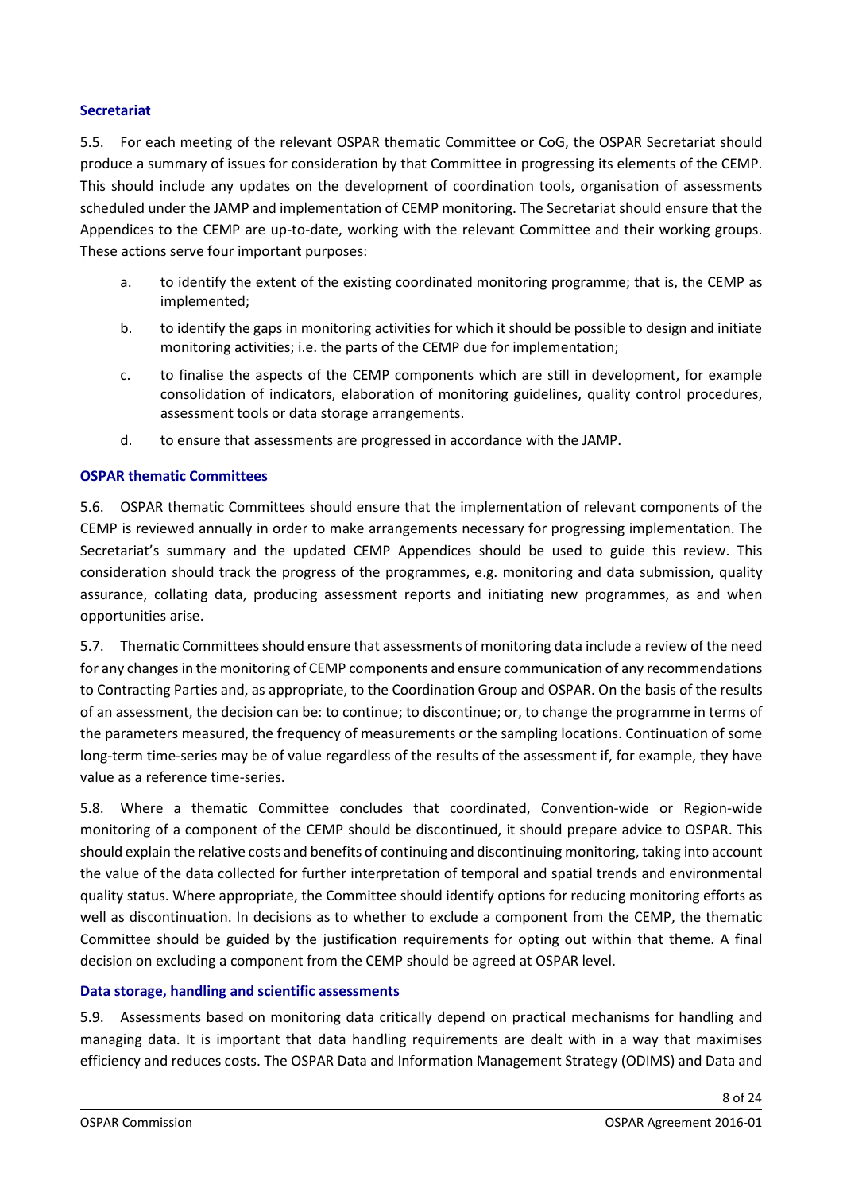### Secretariat

5.5. For each meeting of the relevant OSPAR thematic Committee or CoG, the OSPAR Secretariat should produce a summary of issues for consideration by that Committee in progressing its elements of the CEMP. This should include any updates on the development of coordination tools, organisation of assessments scheduled under the JAMP and implementation of CEMP monitoring. The Secretariat should ensure that the Appendices to the CEMP are up-to-date, working with the relevant Committee and their working groups. These actions serve four important purposes:

a. to identify the extent of the existing coordinated monitoring programme; that is, the CEMP as implemented;

b. to identify the gaps in monitoring activities for which it should be possible to design and initiate monitoring activities; i.e. the parts of the CEMP due for implementation;

c. to finalise the aspects of the CEMP components which are still in development, for example consolidation of indicators, elaboration of monitoring guidelines, quality control procedures, assessment tools or data storage arrangements.

d. to ensure that assessments are progressed in accordance with the JAMP.

### OSPAR thematic Committees

5.6. OSPAR thematic Committees should ensure that the implementation of relevant components of the CEMP is reviewed annually in order to make arrangements necessary for progressing implementation. The Secretariat's summary and the updated CEMP Appendices should be used to guide this review. This consideration should track the progress of the programmes, e.g. monitoring and data submission, quality assurance, collating data, producing assessment reports and initiating new programmes, as and when opportunities arise.

5.7. Thematic Committees should ensure that assessments of monitoring data include a review of the need for any changes in the monitoring of CEMP components and ensure communication of any recommendations to Contracting Parties and, as appropriate, to the Coordination Group and OSPAR. On the basis of the results of an assessment, the decision can be: to continue; to discontinue; or, to change the programme in terms of the parameters measured, the frequency of measurements or the sampling locations. Continuation of some long-term time-series may be of value regardless of the results of the assessment if, for example, they have value as a reference time-series.

5.8. Where a thematic Committee concludes that coordinated, Convention-wide or Region-wide monitoring of a component of the CEMP should be discontinued, it should prepare advice to OSPAR. This should explain the relative costs and benefits of continuing and discontinuing monitoring, taking into account the value of the data collected for further interpretation of temporal and spatial trends and environmental quality status. Where appropriate, the Committee should identify options for reducing monitoring efforts as well as discontinuation. In decisions as to whether to exclude a component from the CEMP, the thematic Committee should be guided by the justification requirements for opting out within that theme. A final decision on excluding a component from the CEMP should be agreed at OSPAR level.

### Data storage, handling and scientific assessments

5.9. Assessments based on monitoring data critically depend on practical mechanisms for handling and managing data. It is important that data handling requirements are dealt with in a way that maximises efficiency and reduces costs. The OSPAR Data and Information Management Strategy (ODIMS) and Data and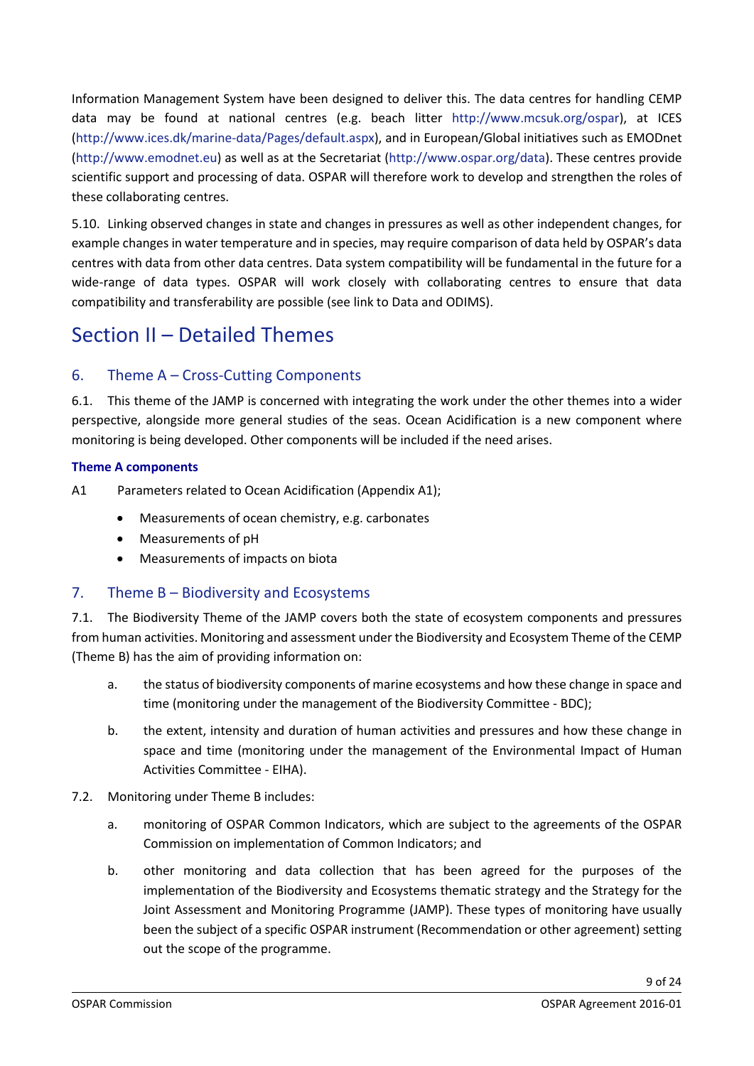Information Management System have been designed to deliver this. The data centres for handling CEMP data may be found at national centres (e.g. beach litter http://www.mcsuk.org/ospar), at ICES (http://www.ices.dk/marine-data/Pages/default.aspx), and in European/Global initiatives such as EMODnet (http://www.emodnet.eu) as well as at the Secretariat (http://www.ospar.org/data). These centres provide scientific support and processing of data. OSPAR will therefore work to develop and strengthen the roles of these collaborating centres.

5.10. Linking observed changes in state and changes in pressures as well as other independent changes, for example changes in water temperature and in species, may require comparison of data held by OSPAR's data centres with data from other data centres. Data system compatibility will be fundamental in the future for a wide-range of data types. OSPAR will work closely with collaborating centres to ensure that data compatibility and transferability are possible (see link to Data and ODIMS).

# Section II – Detailed Themes

## 6. Theme A – Cross-Cutting Components

6.1. This theme of the JAMP is concerned with integrating the work under the other themes into a wider perspective, alongside more general studies of the seas. Ocean Acidification is a new component where monitoring is being developed. Other components will be included if the need arises.

**Theme A components**

A1 Parameters related to Ocean Acidification (Appendix A1);

- Measurements of ocean chemistry, e.g. carbonates
- Measurements of pH
- Measurements of impacts on biota

## 7. Theme B – Biodiversity and Ecosystems

7.1. The Biodiversity Theme of the JAMP covers both the state of ecosystem components and pressures from human activities. Monitoring and assessment under the Biodiversity and Ecosystem Theme of the CEMP (Theme B) has the aim of providing information on:

a. the status of biodiversity components of marine ecosystems and how these change in space and time (monitoring under the management of the Biodiversity Committee - BDC);

b. the extent, intensity and duration of human activities and pressures and how these change in space and time (monitoring under the management of the Environmental Impact of Human Activities Committee - EIHA).

7.2. Monitoring under Theme B includes:

a. monitoring of OSPAR Common Indicators, which are subject to the agreements of the OSPAR Commission on implementation of Common Indicators; and

b. other monitoring and data collection that has been agreed for the purposes of the implementation of the Biodiversity and Ecosystems thematic strategy and the Strategy for the Joint Assessment and Monitoring Programme (JAMP). These types of monitoring have usually been the subject of a specific OSPAR instrument (Recommendation or other agreement) setting out the scope of the programme.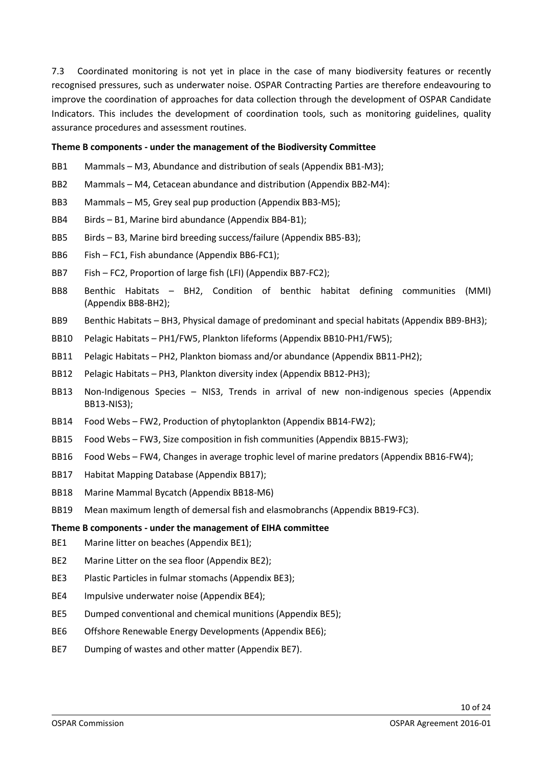7.3 Coordinated monitoring is not yet in place in the case of many biodiversity features or recently recognised pressures, such as underwater noise. OSPAR Contracting Parties are therefore endeavouring to improve the coordination of approaches for data collection through the development of OSPAR Candidate Indicators. This includes the development of coordination tools, such as monitoring guidelines, quality assurance procedures and assessment routines.

**Theme B components - under the management of the Biodiversity Committee**

- BB1 Mammals – M3, Abundance and distribution of seals (Appendix BB1-M3);
- BB2 Mammals – M4, Cetacean abundance and distribution (Appendix BB2-M4):
- BB3 Mammals – M5, Grey seal pup production (Appendix BB3-M5);
- BB4 Birds – B1, Marine bird abundance (Appendix BB4-B1);
- BB5 Birds – B3, Marine bird breeding success/failure (Appendix BB5-B3);
- BB6 Fish – FC1, Fish abundance (Appendix BB6-FC1);
- BB7 Fish – FC2, Proportion of large fish (LFI) (Appendix BB7-FC2);
- BB8 Benthic Habitats – BH2, Condition of benthic habitat defining communities (MMI) (Appendix BB8-BH2);
- BB9 Benthic Habitats – BH3, Physical damage of predominant and special habitats (Appendix BB9-BH3);
- BB10 Pelagic Habitats – PH1/FW5, Plankton lifeforms (Appendix BB10-PH1/FW5);
- BB11 Pelagic Habitats – PH2, Plankton biomass and/or abundance (Appendix BB11-PH2);
- BB12 Pelagic Habitats – PH3, Plankton diversity index (Appendix BB12-PH3);
- BB13 Non-Indigenous Species – NIS3, Trends in arrival of new non-indigenous species (Appendix BB13-NIS3);
- BB14 Food Webs – FW2, Production of phytoplankton (Appendix BB14-FW2);
- BB15 Food Webs – FW3, Size composition in fish communities (Appendix BB15-FW3);
- BB16 Food Webs – FW4, Changes in average trophic level of marine predators (Appendix BB16-FW4);
- BB17 Habitat Mapping Database (Appendix BB17);
- BB18 Marine Mammal Bycatch (Appendix BB18-M6)
- BB19 Mean maximum length of demersal fish and elasmobranchs (Appendix BB19-FC3).

**Theme B components - under the management of EIHA committee**

- BE1 Marine litter on beaches (Appendix BE1);
- BE2 Marine Litter on the sea floor (Appendix BE2);
- BE3 Plastic Particles in fulmar stomachs (Appendix BE3);
- BE4 Impulsive underwater noise (Appendix BE4);
- BE5 Dumped conventional and chemical munitions (Appendix BE5);
- BE6 Offshore Renewable Energy Developments (Appendix BE6);
- BE7 Dumping of wastes and other matter (Appendix BE7).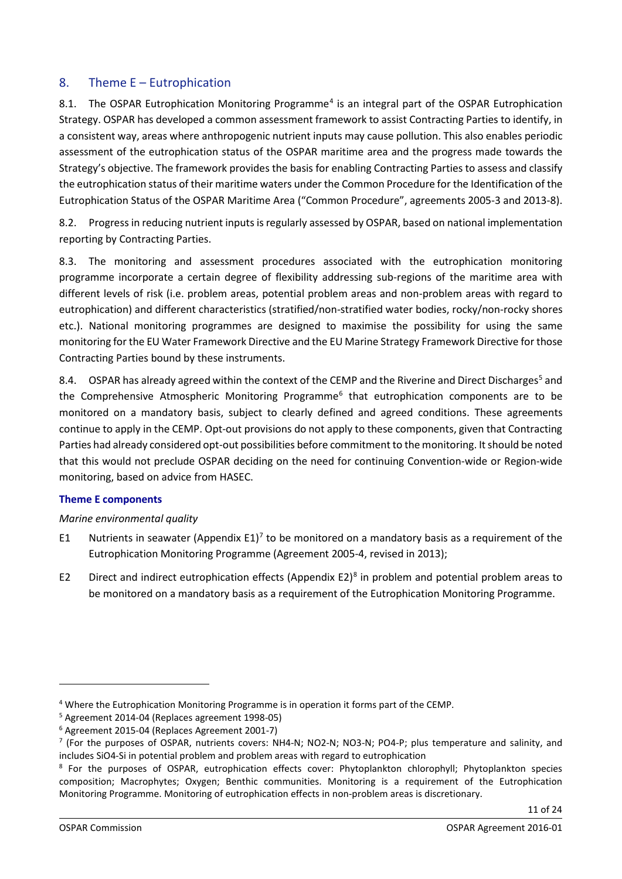## 8. Theme E – Eutrophication

8.1. The OSPAR Eutrophication Monitoring Programme[4] is an integral part of the OSPAR Eutrophication Strategy. OSPAR has developed a common assessment framework to assist Contracting Parties to identify, in a consistent way, areas where anthropogenic nutrient inputs may cause pollution. This also enables periodic assessment of the eutrophication status of the OSPAR maritime area and the progress made towards the Strategy's objective. The framework provides the basis for enabling Contracting Parties to assess and classify the eutrophication status of their maritime waters under the Common Procedure for the Identification of the Eutrophication Status of the OSPAR Maritime Area ("Common Procedure", agreements 2005-3 and 2013-8).

8.2. Progress in reducing nutrient inputs is regularly assessed by OSPAR, based on national implementation reporting by Contracting Parties.

8.3. The monitoring and assessment procedures associated with the eutrophication monitoring programme incorporate a certain degree of flexibility addressing sub-regions of the maritime area with different levels of risk (i.e. problem areas, potential problem areas and non-problem areas with regard to eutrophication) and different characteristics (stratified/non-stratified water bodies, rocky/non-rocky shores etc.). National monitoring programmes are designed to maximise the possibility for using the same monitoring for the EU Water Framework Directive and the EU Marine Strategy Framework Directive for those Contracting Parties bound by these instruments.

8.4. OSPAR has already agreed within the context of the CEMP and the Riverine and Direct Discharges[5] and the Comprehensive Atmospheric Monitoring Programme[6] that eutrophication components are to be monitored on a mandatory basis, subject to clearly defined and agreed conditions. These agreements continue to apply in the CEMP. Opt-out provisions do not apply to these components, given that Contracting Parties had already considered opt-out possibilities before commitment to the monitoring. It should be noted that this would not preclude OSPAR deciding on the need for continuing Convention-wide or Region-wide monitoring, based on advice from HASEC.

**Theme E components**

*Marine environmental quality*

- E1 Nutrients in seawater (Appendix E1)[7] to be monitored on a mandatory basis as a requirement of the Eutrophication Monitoring Programme (Agreement 2005-4, revised in 2013);
- E2 Direct and indirect eutrophication effects (Appendix E2)[8] in problem and potential problem areas to be monitored on a mandatory basis as a requirement of the Eutrophication Monitoring Programme.

---

[4] Where the Eutrophication Monitoring Programme is in operation it forms part of the CEMP.

[5] Agreement 2014-04 (Replaces agreement 1998-05)

[6] Agreement 2015-04 (Replaces Agreement 2001-7)

[7] (For the purposes of OSPAR, nutrients covers: $NH_4$-N; $NO_2$-N; $NO_3$-N; $PO_4$-P; plus temperature and salinity, and includes $SiO_4$-Si in potential problem and problem areas with regard to eutrophication

[8] For the purposes of OSPAR, eutrophication effects cover: Phytoplankton chlorophyll; Phytoplankton species composition; Macrophytes; Oxygen; Benthic communities. Monitoring is a requirement of the Eutrophication Monitoring Programme. Monitoring of eutrophication effects in non-problem areas is discretionary.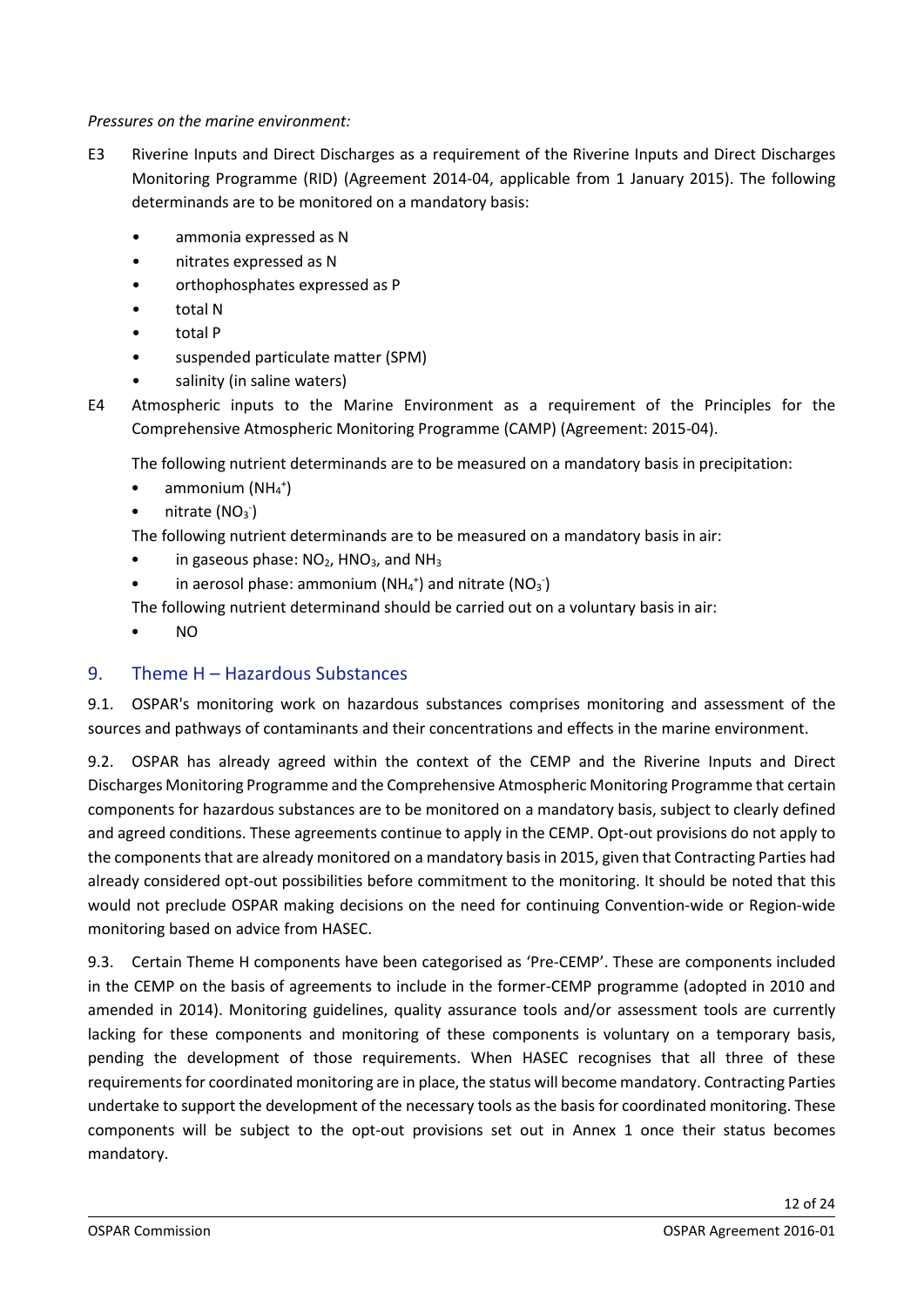*Pressures on the marine environment:*

E3 Riverine Inputs and Direct Discharges as a requirement of the Riverine Inputs and Direct Discharges Monitoring Programme (RID) (Agreement 2014-04, applicable from 1 January 2015). The following determinands are to be monitored on a mandatory basis:

- ammonia expressed as N
- nitrates expressed as N
- orthophosphates expressed as P
- total N
- total P
- suspended particulate matter (SPM)
- salinity (in saline waters)

E4 Atmospheric inputs to the Marine Environment as a requirement of the Principles for the Comprehensive Atmospheric Monitoring Programme (CAMP) (Agreement: 2015-04).

The following nutrient determinands are to be measured on a mandatory basis in precipitation:

- ammonium ($NH_4^+$)
- nitrate ($NO_3^-$)

The following nutrient determinands are to be measured on a mandatory basis in air:

- in gaseous phase: $NO_2$, $HNO_3$, and $NH_3$
- in aerosol phase: ammonium ($NH_4^+$) and nitrate ($NO_3^-$)

The following nutrient determinand should be carried out on a voluntary basis in air:

- NO

## 9. Theme H – Hazardous Substances

9.1. OSPAR's monitoring work on hazardous substances comprises monitoring and assessment of the sources and pathways of contaminants and their concentrations and effects in the marine environment.

9.2. OSPAR has already agreed within the context of the CEMP and the Riverine Inputs and Direct Discharges Monitoring Programme and the Comprehensive Atmospheric Monitoring Programme that certain components for hazardous substances are to be monitored on a mandatory basis, subject to clearly defined and agreed conditions. These agreements continue to apply in the CEMP. Opt-out provisions do not apply to the components that are already monitored on a mandatory basis in 2015, given that Contracting Parties had already considered opt-out possibilities before commitment to the monitoring. It should be noted that this would not preclude OSPAR making decisions on the need for continuing Convention-wide or Region-wide monitoring based on advice from HASEC.

9.3. Certain Theme H components have been categorised as 'Pre-CEMP'. These are components included in the CEMP on the basis of agreements to include in the former-CEMP programme (adopted in 2010 and amended in 2014). Monitoring guidelines, quality assurance tools and/or assessment tools are currently lacking for these components and monitoring of these components is voluntary on a temporary basis, pending the development of those requirements. When HASEC recognises that all three of these requirements for coordinated monitoring are in place, the status will become mandatory. Contracting Parties undertake to support the development of the necessary tools as the basis for coordinated monitoring. These components will be subject to the opt-out provisions set out in Annex 1 once their status becomes mandatory.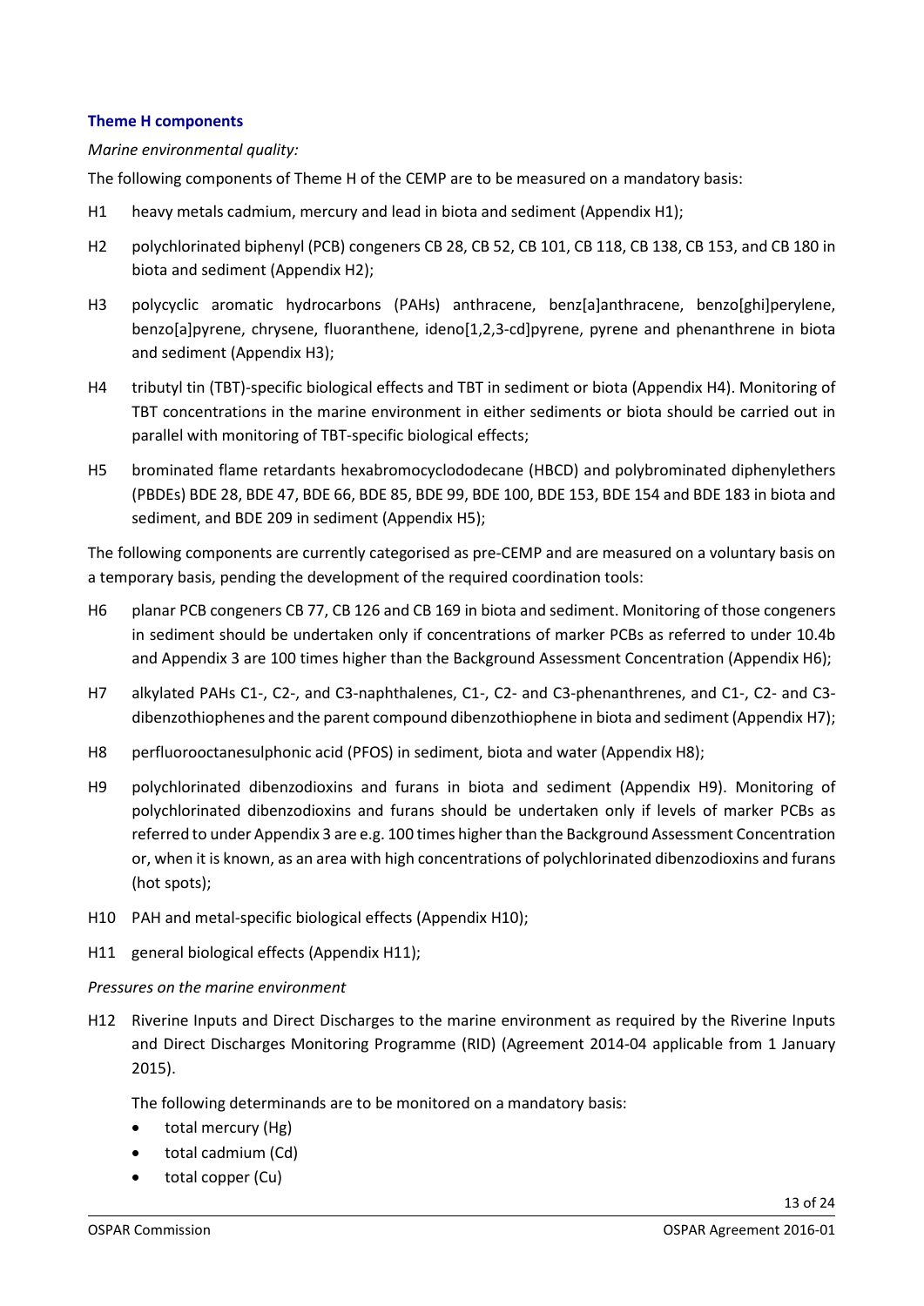### Theme H components

*Marine environmental quality:*

The following components of Theme H of the CEMP are to be measured on a mandatory basis:

- H1 heavy metals cadmium, mercury and lead in biota and sediment (Appendix H1);
- H2 polychlorinated biphenyl (PCB) congeners CB 28, CB 52, CB 101, CB 118, CB 138, CB 153, and CB 180 in biota and sediment (Appendix H2);
- H3 polycyclic aromatic hydrocarbons (PAHs) anthracene, benz[a]anthracene, benzo[ghi]perylene, benzo[a]pyrene, chrysene, fluoranthene, ideno[1,2,3-cd]pyrene, pyrene and phenanthrene in biota and sediment (Appendix H3);
- H4 tributyl tin (TBT)-specific biological effects and TBT in sediment or biota (Appendix H4). Monitoring of TBT concentrations in the marine environment in either sediments or biota should be carried out in parallel with monitoring of TBT-specific biological effects;
- H5 brominated flame retardants hexabromocyclododecane (HBCD) and polybrominated diphenylethers (PBDEs) BDE 28, BDE 47, BDE 66, BDE 85, BDE 99, BDE 100, BDE 153, BDE 154 and BDE 183 in biota and sediment, and BDE 209 in sediment (Appendix H5);

The following components are currently categorised as pre-CEMP and are measured on a voluntary basis on a temporary basis, pending the development of the required coordination tools:

- H6 planar PCB congeners CB 77, CB 126 and CB 169 in biota and sediment. Monitoring of those congeners in sediment should be undertaken only if concentrations of marker PCBs as referred to under 10.4b and Appendix 3 are 100 times higher than the Background Assessment Concentration (Appendix H6);
- H7 alkylated PAHs C1-, C2-, and C3-naphthalenes, C1-, C2- and C3-phenanthrenes, and C1-, C2- and C3-dibenzothiophenes and the parent compound dibenzothiophene in biota and sediment (Appendix H7);
- H8 perfluorooctanesulphonic acid (PFOS) in sediment, biota and water (Appendix H8);
- H9 polychlorinated dibenzodioxins and furans in biota and sediment (Appendix H9). Monitoring of polychlorinated dibenzodioxins and furans should be undertaken only if levels of marker PCBs as referred to under Appendix 3 are e.g. 100 times higher than the Background Assessment Concentration or, when it is known, as an area with high concentrations of polychlorinated dibenzodioxins and furans (hot spots);
- H10 PAH and metal-specific biological effects (Appendix H10);
- H11 general biological effects (Appendix H11);

*Pressures on the marine environment*

- H12 Riverine Inputs and Direct Discharges to the marine environment as required by the Riverine Inputs and Direct Discharges Monitoring Programme (RID) (Agreement 2014-04 applicable from 1 January 2015).

  The following determinands are to be monitored on a mandatory basis:

  - total mercury (Hg)
  - total cadmium (Cd)
  - total copper (Cu)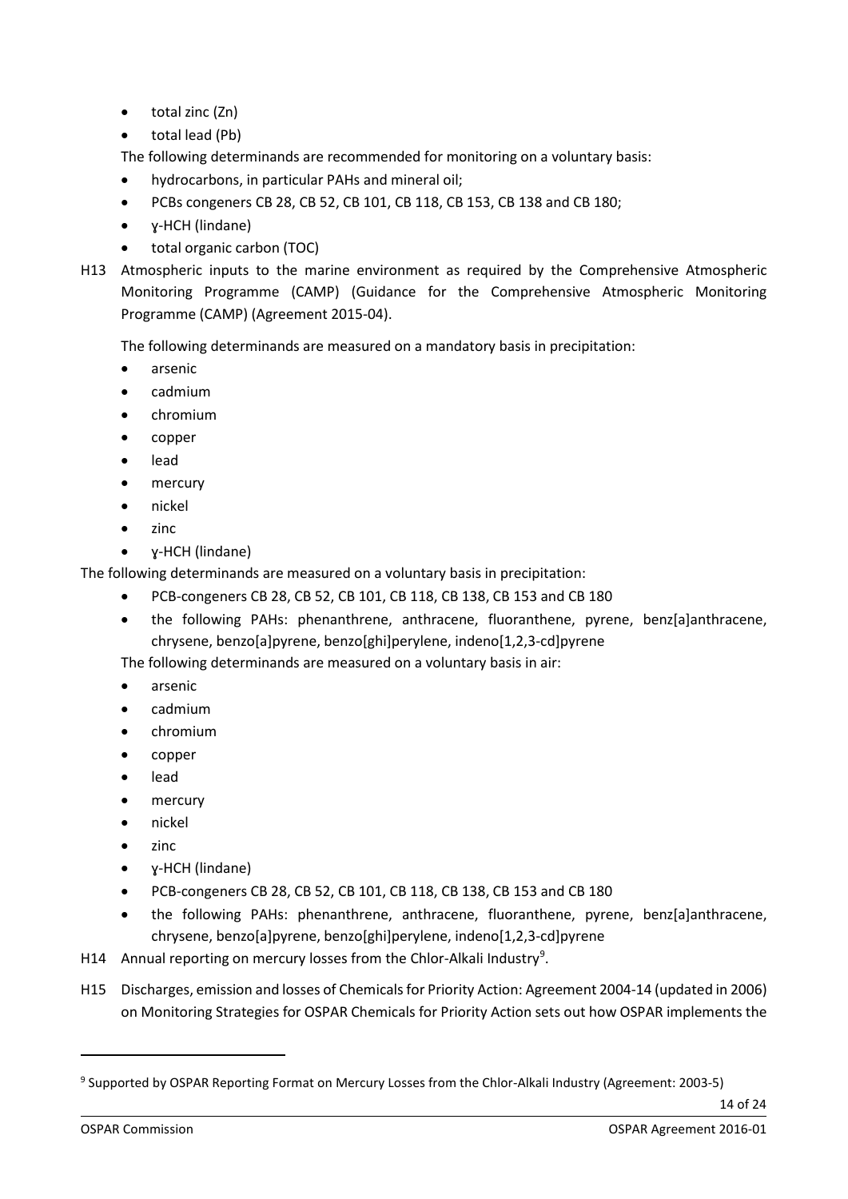- total zinc (Zn)
- total lead (Pb)

The following determinands are recommended for monitoring on a voluntary basis:

- hydrocarbons, in particular PAHs and mineral oil;
- PCBs congeners CB 28, CB 52, CB 101, CB 118, CB 153, CB 138 and CB 180;
- ɣ-HCH (lindane)
- total organic carbon (TOC)

H13 Atmospheric inputs to the marine environment as required by the Comprehensive Atmospheric Monitoring Programme (CAMP) (Guidance for the Comprehensive Atmospheric Monitoring Programme (CAMP) (Agreement 2015-04).

The following determinands are measured on a mandatory basis in precipitation:

- arsenic
- cadmium
- chromium
- copper
- lead
- mercury
- nickel
- zinc
- ɣ-HCH (lindane)

The following determinands are measured on a voluntary basis in precipitation:

- PCB-congeners CB 28, CB 52, CB 101, CB 118, CB 138, CB 153 and CB 180
- the following PAHs: phenanthrene, anthracene, fluoranthene, pyrene, benz[a]anthracene, chrysene, benzo[a]pyrene, benzo[ghi]perylene, indeno[1,2,3-cd]pyrene

The following determinands are measured on a voluntary basis in air:

- arsenic
- cadmium
- chromium
- copper
- lead
- mercury
- nickel
- zinc
- ɣ-HCH (lindane)
- PCB-congeners CB 28, CB 52, CB 101, CB 118, CB 138, CB 153 and CB 180
- the following PAHs: phenanthrene, anthracene, fluoranthene, pyrene, benz[a]anthracene, chrysene, benzo[a]pyrene, benzo[ghi]perylene, indeno[1,2,3-cd]pyrene

H14 Annual reporting on mercury losses from the Chlor-Alkali Industry[9].

H15 Discharges, emission and losses of Chemicals for Priority Action: Agreement 2004-14 (updated in 2006) on Monitoring Strategies for OSPAR Chemicals for Priority Action sets out how OSPAR implements the

[9] Supported by OSPAR Reporting Format on Mercury Losses from the Chlor-Alkali Industry (Agreement: 2003-5)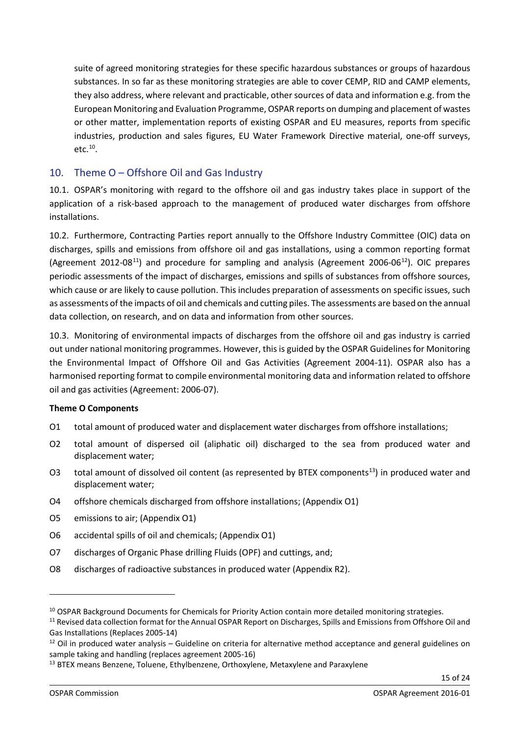suite of agreed monitoring strategies for these specific hazardous substances or groups of hazardous substances. In so far as these monitoring strategies are able to cover CEMP, RID and CAMP elements, they also address, where relevant and practicable, other sources of data and information e.g. from the European Monitoring and Evaluation Programme, OSPAR reports on dumping and placement of wastes or other matter, implementation reports of existing OSPAR and EU measures, reports from specific industries, production and sales figures, EU Water Framework Directive material, one-off surveys, etc.[10].

## 10. Theme O – Offshore Oil and Gas Industry

10.1. OSPAR's monitoring with regard to the offshore oil and gas industry takes place in support of the application of a risk-based approach to the management of produced water discharges from offshore installations.

10.2. Furthermore, Contracting Parties report annually to the Offshore Industry Committee (OIC) data on discharges, spills and emissions from offshore oil and gas installations, using a common reporting format (Agreement 2012-08[11]) and procedure for sampling and analysis (Agreement 2006-06[12]). OIC prepares periodic assessments of the impact of discharges, emissions and spills of substances from offshore sources, which cause or are likely to cause pollution. This includes preparation of assessments on specific issues, such as assessments of the impacts of oil and chemicals and cutting piles. The assessments are based on the annual data collection, on research, and on data and information from other sources.

10.3. Monitoring of environmental impacts of discharges from the offshore oil and gas industry is carried out under national monitoring programmes. However, this is guided by the OSPAR Guidelines for Monitoring the Environmental Impact of Offshore Oil and Gas Activities (Agreement 2004-11). OSPAR also has a harmonised reporting format to compile environmental monitoring data and information related to offshore oil and gas activities (Agreement: 2006-07).

**Theme O Components**

- O1 total amount of produced water and displacement water discharges from offshore installations;
- O2 total amount of dispersed oil (aliphatic oil) discharged to the sea from produced water and displacement water;
- O3 total amount of dissolved oil content (as represented by BTEX components[13]) in produced water and displacement water;
- O4 offshore chemicals discharged from offshore installations; (Appendix O1)
- O5 emissions to air; (Appendix O1)
- O6 accidental spills of oil and chemicals; (Appendix O1)
- O7 discharges of Organic Phase drilling Fluids (OPF) and cuttings, and;
- O8 discharges of radioactive substances in produced water (Appendix R2).

---

[10] OSPAR Background Documents for Chemicals for Priority Action contain more detailed monitoring strategies.

[11] Revised data collection format for the Annual OSPAR Report on Discharges, Spills and Emissions from Offshore Oil and Gas Installations (Replaces 2005-14)

[12] Oil in produced water analysis – Guideline on criteria for alternative method acceptance and general guidelines on sample taking and handling (replaces agreement 2005-16)

[13] BTEX means Benzene, Toluene, Ethylbenzene, Orthoxylene, Metaxylene and Paraxylene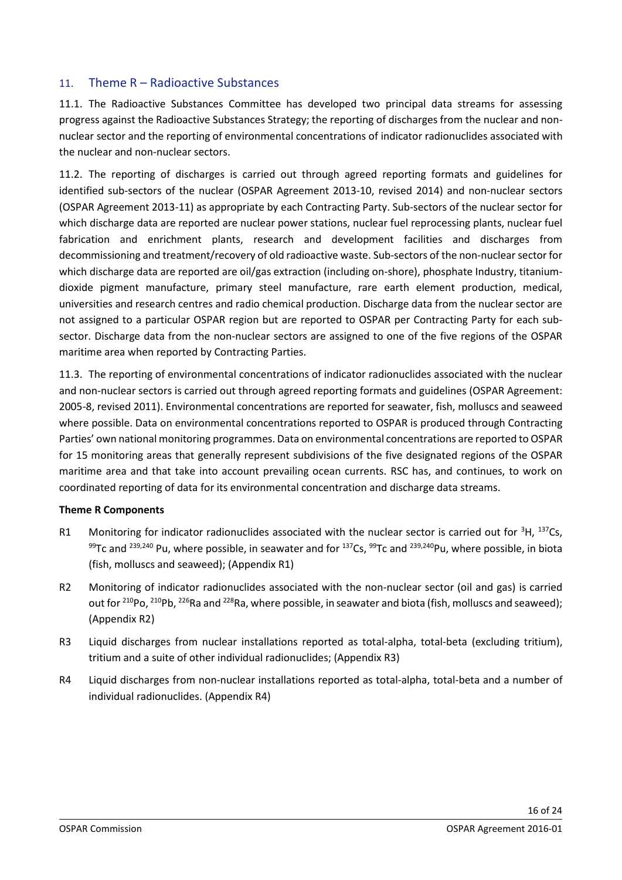## 11. Theme R – Radioactive Substances

11.1. The Radioactive Substances Committee has developed two principal data streams for assessing progress against the Radioactive Substances Strategy; the reporting of discharges from the nuclear and non-nuclear sector and the reporting of environmental concentrations of indicator radionuclides associated with the nuclear and non-nuclear sectors.

11.2. The reporting of discharges is carried out through agreed reporting formats and guidelines for identified sub-sectors of the nuclear (OSPAR Agreement 2013-10, revised 2014) and non-nuclear sectors (OSPAR Agreement 2013-11) as appropriate by each Contracting Party. Sub-sectors of the nuclear sector for which discharge data are reported are nuclear power stations, nuclear fuel reprocessing plants, nuclear fuel fabrication and enrichment plants, research and development facilities and discharges from decommissioning and treatment/recovery of old radioactive waste. Sub-sectors of the non-nuclear sector for which discharge data are reported are oil/gas extraction (including on-shore), phosphate Industry, titanium-dioxide pigment manufacture, primary steel manufacture, rare earth element production, medical, universities and research centres and radio chemical production. Discharge data from the nuclear sector are not assigned to a particular OSPAR region but are reported to OSPAR per Contracting Party for each sub-sector. Discharge data from the non-nuclear sectors are assigned to one of the five regions of the OSPAR maritime area when reported by Contracting Parties.

11.3. The reporting of environmental concentrations of indicator radionuclides associated with the nuclear and non-nuclear sectors is carried out through agreed reporting formats and guidelines (OSPAR Agreement: 2005-8, revised 2011). Environmental concentrations are reported for seawater, fish, molluscs and seaweed where possible. Data on environmental concentrations reported to OSPAR is produced through Contracting Parties' own national monitoring programmes. Data on environmental concentrations are reported to OSPAR for 15 monitoring areas that generally represent subdivisions of the five designated regions of the OSPAR maritime area and that take into account prevailing ocean currents. RSC has, and continues, to work on coordinated reporting of data for its environmental concentration and discharge data streams.

**Theme R Components**

- R1 Monitoring for indicator radionuclides associated with the nuclear sector is carried out for $^{3}$H, $^{137}$Cs, $^{99}$Tc and $^{239,240}$ Pu, where possible, in seawater and for $^{137}$Cs, $^{99}$Tc and $^{239,240}$Pu, where possible, in biota (fish, molluscs and seaweed); (Appendix R1)
- R2 Monitoring of indicator radionuclides associated with the non-nuclear sector (oil and gas) is carried out for $^{210}$Po, $^{210}$Pb, $^{226}$Ra and $^{228}$Ra, where possible, in seawater and biota (fish, molluscs and seaweed); (Appendix R2)
- R3 Liquid discharges from nuclear installations reported as total-alpha, total-beta (excluding tritium), tritium and a suite of other individual radionuclides; (Appendix R3)
- R4 Liquid discharges from non-nuclear installations reported as total-alpha, total-beta and a number of individual radionuclides. (Appendix R4)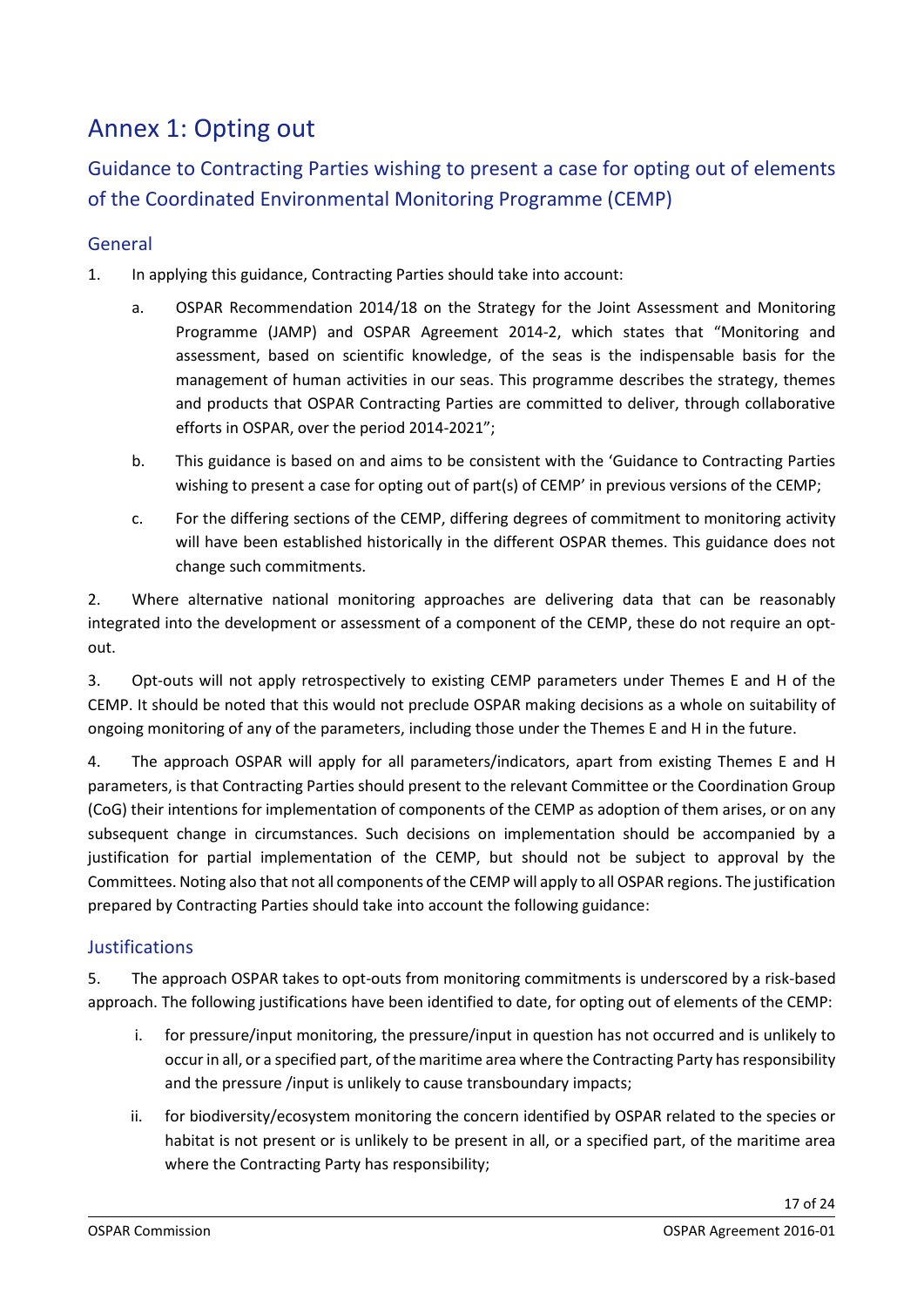# Annex 1: Opting out

## Guidance to Contracting Parties wishing to present a case for opting out of elements of the Coordinated Environmental Monitoring Programme (CEMP)

### General

1. In applying this guidance, Contracting Parties should take into account:

   a. OSPAR Recommendation 2014/18 on the Strategy for the Joint Assessment and Monitoring Programme (JAMP) and OSPAR Agreement 2014-2, which states that "Monitoring and assessment, based on scientific knowledge, of the seas is the indispensable basis for the management of human activities in our seas. This programme describes the strategy, themes and products that OSPAR Contracting Parties are committed to deliver, through collaborative efforts in OSPAR, over the period 2014-2021";

   b. This guidance is based on and aims to be consistent with the 'Guidance to Contracting Parties wishing to present a case for opting out of part(s) of CEMP' in previous versions of the CEMP;

   c. For the differing sections of the CEMP, differing degrees of commitment to monitoring activity will have been established historically in the different OSPAR themes. This guidance does not change such commitments.

2. Where alternative national monitoring approaches are delivering data that can be reasonably integrated into the development or assessment of a component of the CEMP, these do not require an opt-out.

3. Opt-outs will not apply retrospectively to existing CEMP parameters under Themes E and H of the CEMP. It should be noted that this would not preclude OSPAR making decisions as a whole on suitability of ongoing monitoring of any of the parameters, including those under the Themes E and H in the future.

4. The approach OSPAR will apply for all parameters/indicators, apart from existing Themes E and H parameters, is that Contracting Parties should present to the relevant Committee or the Coordination Group (CoG) their intentions for implementation of components of the CEMP as adoption of them arises, or on any subsequent change in circumstances. Such decisions on implementation should be accompanied by a justification for partial implementation of the CEMP, but should not be subject to approval by the Committees. Noting also that not all components of the CEMP will apply to all OSPAR regions. The justification prepared by Contracting Parties should take into account the following guidance:

### Justifications

5. The approach OSPAR takes to opt-outs from monitoring commitments is underscored by a risk-based approach. The following justifications have been identified to date, for opting out of elements of the CEMP:

   i. for pressure/input monitoring, the pressure/input in question has not occurred and is unlikely to occur in all, or a specified part, of the maritime area where the Contracting Party has responsibility and the pressure /input is unlikely to cause transboundary impacts;

   ii. for biodiversity/ecosystem monitoring the concern identified by OSPAR related to the species or habitat is not present or is unlikely to be present in all, or a specified part, of the maritime area where the Contracting Party has responsibility;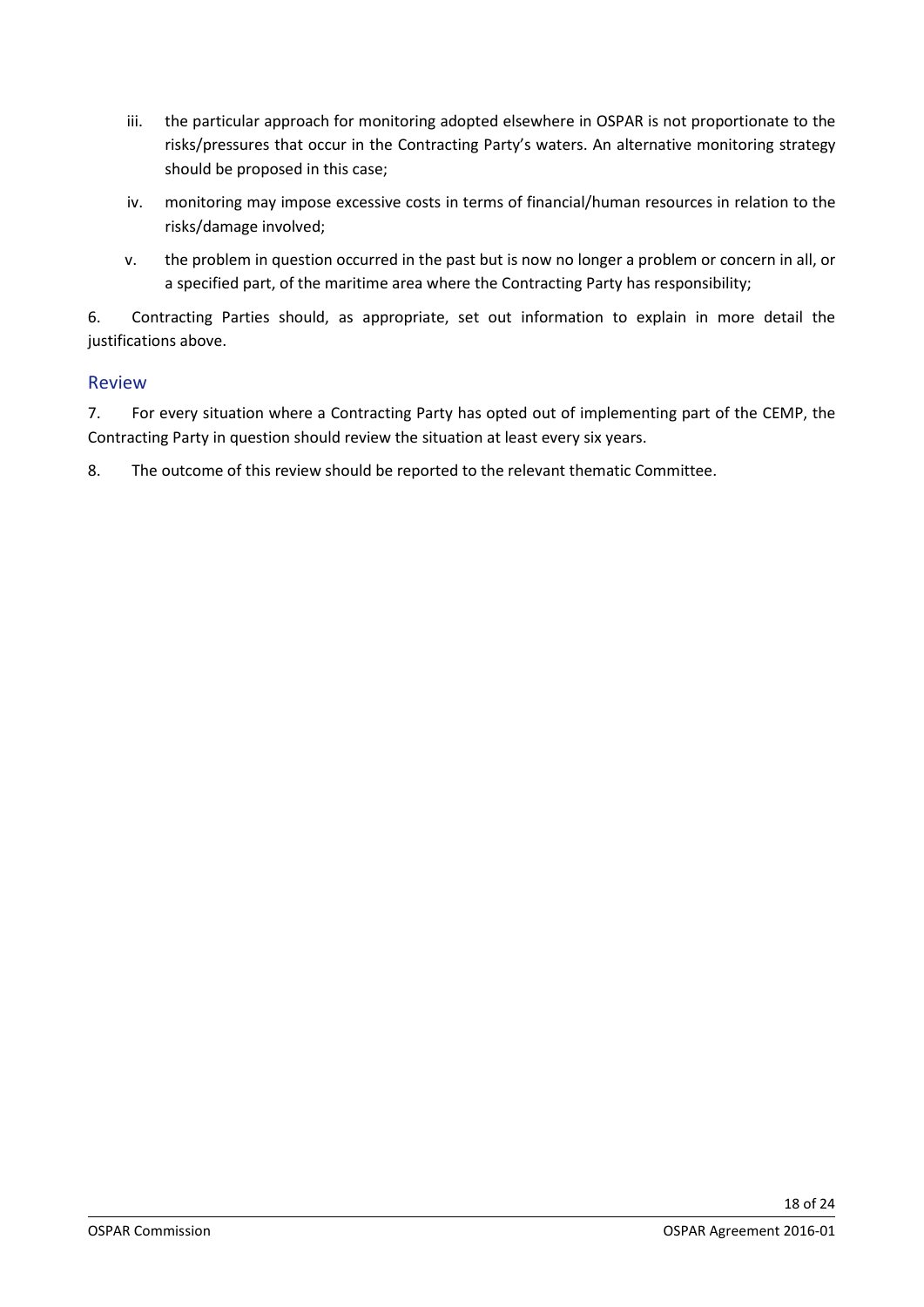iii. the particular approach for monitoring adopted elsewhere in OSPAR is not proportionate to the risks/pressures that occur in the Contracting Party's waters. An alternative monitoring strategy should be proposed in this case;

iv. monitoring may impose excessive costs in terms of financial/human resources in relation to the risks/damage involved;

v. the problem in question occurred in the past but is now no longer a problem or concern in all, or a specified part, of the maritime area where the Contracting Party has responsibility;

6. Contracting Parties should, as appropriate, set out information to explain in more detail the justifications above.

## Review

7. For every situation where a Contracting Party has opted out of implementing part of the CEMP, the Contracting Party in question should review the situation at least every six years.

8. The outcome of this review should be reported to the relevant thematic Committee.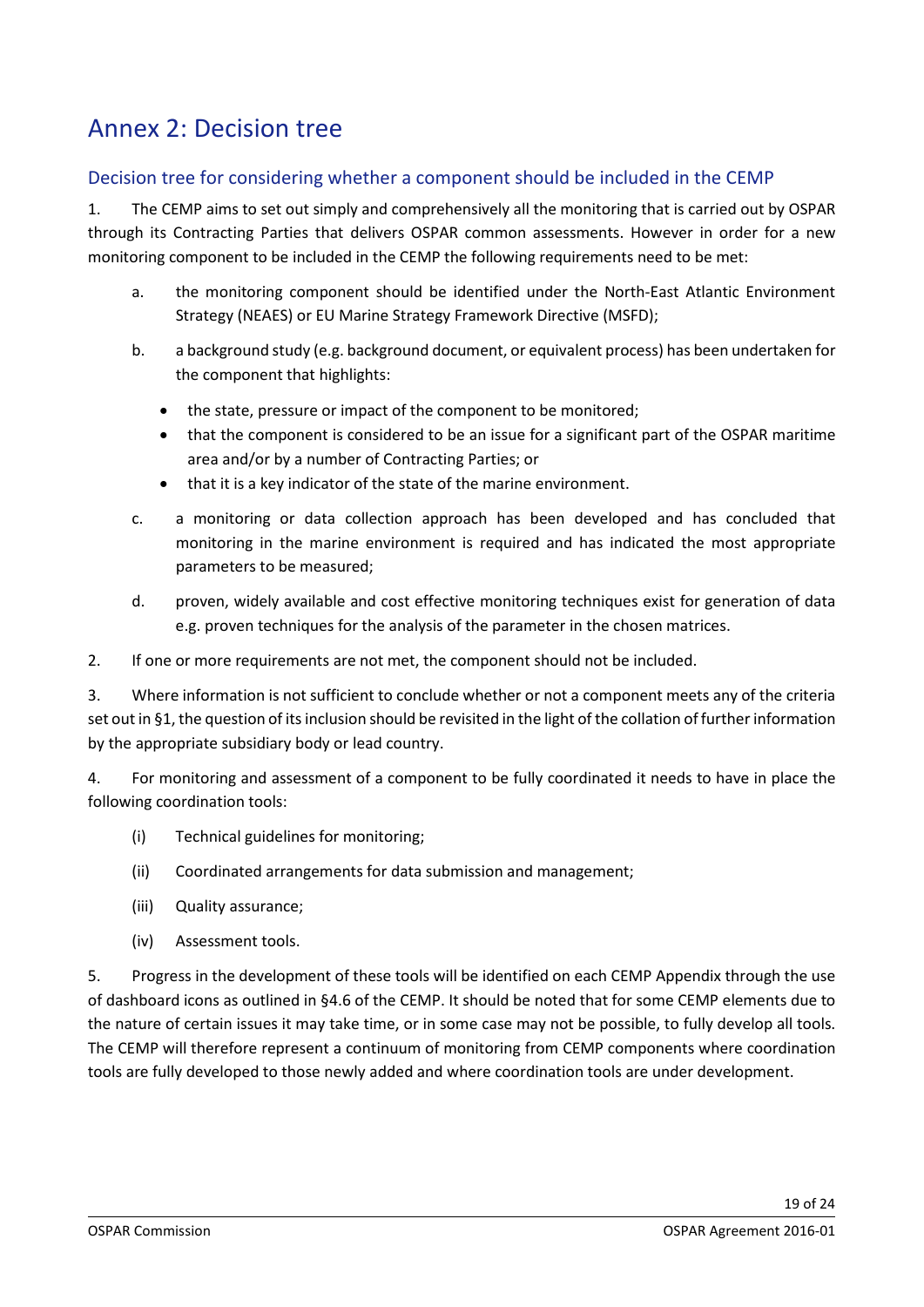# Annex 2: Decision tree

## Decision tree for considering whether a component should be included in the CEMP

1. The CEMP aims to set out simply and comprehensively all the monitoring that is carried out by OSPAR through its Contracting Parties that delivers OSPAR common assessments. However in order for a new monitoring component to be included in the CEMP the following requirements need to be met:

   a. the monitoring component should be identified under the North-East Atlantic Environment Strategy (NEAES) or EU Marine Strategy Framework Directive (MSFD);

   b. a background study (e.g. background document, or equivalent process) has been undertaken for the component that highlights:

      - the state, pressure or impact of the component to be monitored;
      - that the component is considered to be an issue for a significant part of the OSPAR maritime area and/or by a number of Contracting Parties; or
      - that it is a key indicator of the state of the marine environment.

   c. a monitoring or data collection approach has been developed and has concluded that monitoring in the marine environment is required and has indicated the most appropriate parameters to be measured;

   d. proven, widely available and cost effective monitoring techniques exist for generation of data e.g. proven techniques for the analysis of the parameter in the chosen matrices.

2. If one or more requirements are not met, the component should not be included.

3. Where information is not sufficient to conclude whether or not a component meets any of the criteria set out in §1, the question of its inclusion should be revisited in the light of the collation of further information by the appropriate subsidiary body or lead country.

4. For monitoring and assessment of a component to be fully coordinated it needs to have in place the following coordination tools:

   (i) Technical guidelines for monitoring;

   (ii) Coordinated arrangements for data submission and management;

   (iii) Quality assurance;

   (iv) Assessment tools.

5. Progress in the development of these tools will be identified on each CEMP Appendix through the use of dashboard icons as outlined in §4.6 of the CEMP. It should be noted that for some CEMP elements due to the nature of certain issues it may take time, or in some case may not be possible, to fully develop all tools. The CEMP will therefore represent a continuum of monitoring from CEMP components where coordination tools are fully developed to those newly added and where coordination tools are under development.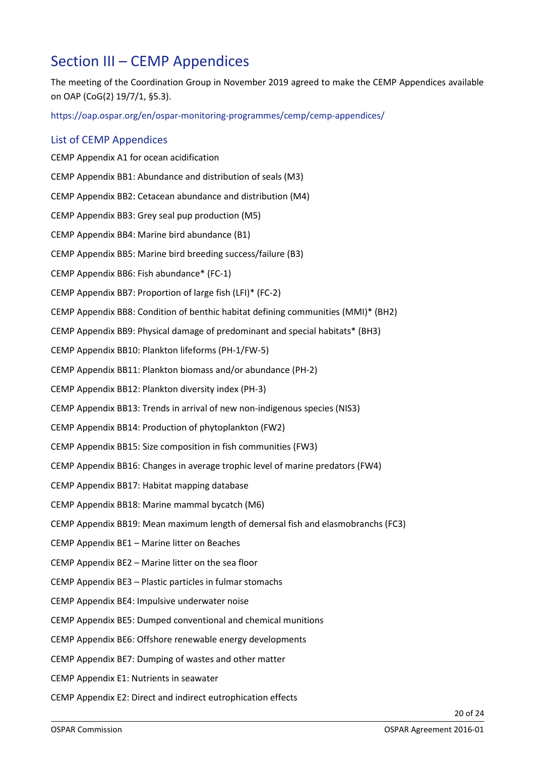# Section III – CEMP Appendices

The meeting of the Coordination Group in November 2019 agreed to make the CEMP Appendices available on OAP (CoG(2) 19/7/1, §5.3).

https://oap.ospar.org/en/ospar-monitoring-programmes/cemp/cemp-appendices/

## List of CEMP Appendices

CEMP Appendix A1 for ocean acidification

CEMP Appendix BB1: Abundance and distribution of seals (M3)

CEMP Appendix BB2: Cetacean abundance and distribution (M4)

CEMP Appendix BB3: Grey seal pup production (M5)

CEMP Appendix BB4: Marine bird abundance (B1)

CEMP Appendix BB5: Marine bird breeding success/failure (B3)

CEMP Appendix BB6: Fish abundance* (FC-1)

CEMP Appendix BB7: Proportion of large fish (LFI)* (FC-2)

CEMP Appendix BB8: Condition of benthic habitat defining communities (MMI)* (BH2)

CEMP Appendix BB9: Physical damage of predominant and special habitats* (BH3)

CEMP Appendix BB10: Plankton lifeforms (PH-1/FW-5)

CEMP Appendix BB11: Plankton biomass and/or abundance (PH-2)

CEMP Appendix BB12: Plankton diversity index (PH-3)

CEMP Appendix BB13: Trends in arrival of new non-indigenous species (NIS3)

CEMP Appendix BB14: Production of phytoplankton (FW2)

CEMP Appendix BB15: Size composition in fish communities (FW3)

CEMP Appendix BB16: Changes in average trophic level of marine predators (FW4)

CEMP Appendix BB17: Habitat mapping database

CEMP Appendix BB18: Marine mammal bycatch (M6)

CEMP Appendix BB19: Mean maximum length of demersal fish and elasmobranchs (FC3)

CEMP Appendix BE1 – Marine litter on Beaches

CEMP Appendix BE2 – Marine litter on the sea floor

CEMP Appendix BE3 – Plastic particles in fulmar stomachs

CEMP Appendix BE4: Impulsive underwater noise

CEMP Appendix BE5: Dumped conventional and chemical munitions

CEMP Appendix BE6: Offshore renewable energy developments

CEMP Appendix BE7: Dumping of wastes and other matter

CEMP Appendix E1: Nutrients in seawater

CEMP Appendix E2: Direct and indirect eutrophication effects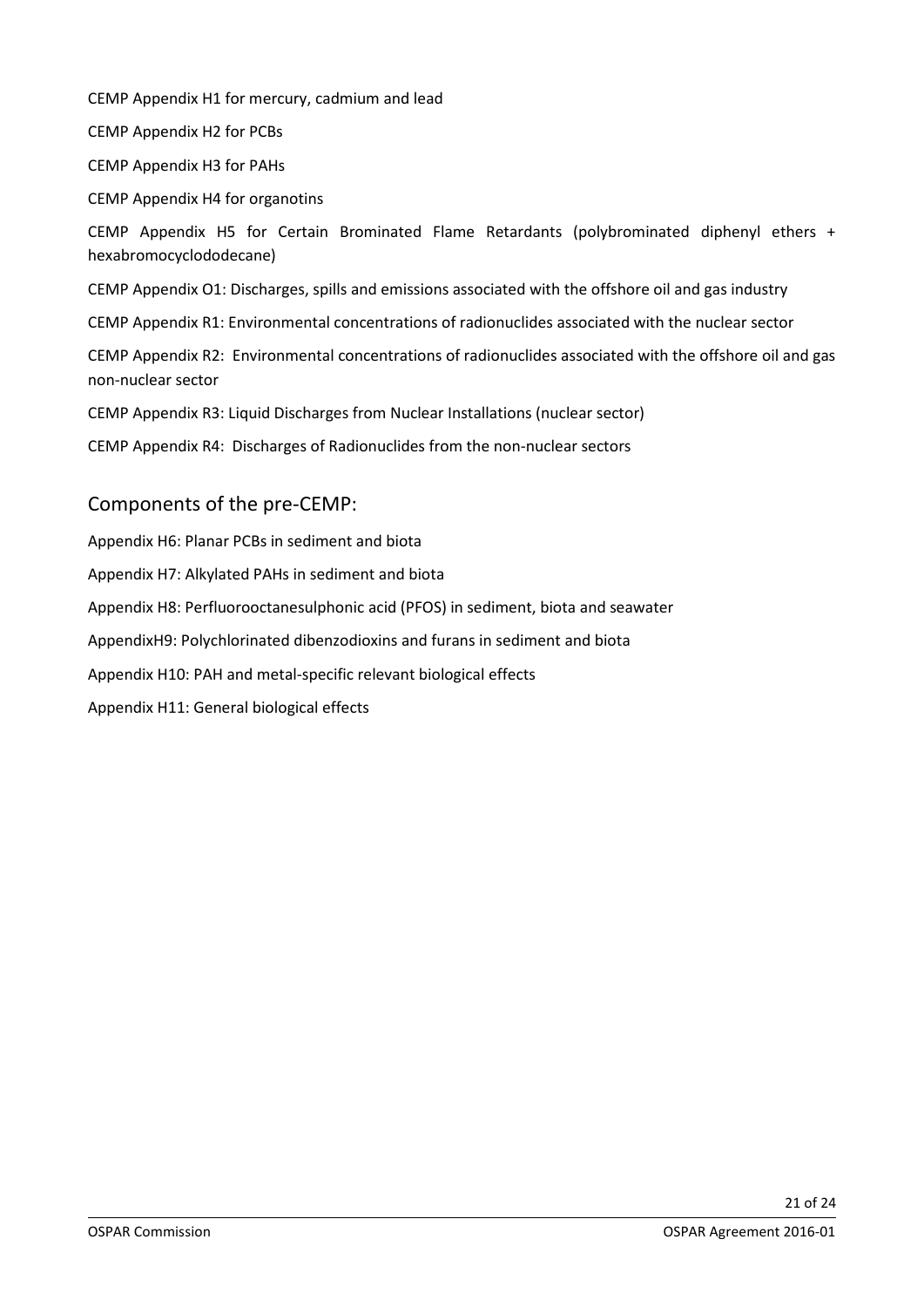CEMP Appendix H1 for mercury, cadmium and lead

CEMP Appendix H2 for PCBs

CEMP Appendix H3 for PAHs

CEMP Appendix H4 for organotins

CEMP Appendix H5 for Certain Brominated Flame Retardants (polybrominated diphenyl ethers + hexabromocyclododecane)

CEMP Appendix O1: Discharges, spills and emissions associated with the offshore oil and gas industry

CEMP Appendix R1: Environmental concentrations of radionuclides associated with the nuclear sector

CEMP Appendix R2: Environmental concentrations of radionuclides associated with the offshore oil and gas non-nuclear sector

CEMP Appendix R3: Liquid Discharges from Nuclear Installations (nuclear sector)

CEMP Appendix R4: Discharges of Radionuclides from the non-nuclear sectors

## Components of the pre-CEMP:

Appendix H6: Planar PCBs in sediment and biota

Appendix H7: Alkylated PAHs in sediment and biota

Appendix H8: Perfluorooctanesulphonic acid (PFOS) in sediment, biota and seawater

AppendixH9: Polychlorinated dibenzodioxins and furans in sediment and biota

Appendix H10: PAH and metal-specific relevant biological effects

Appendix H11: General biological effects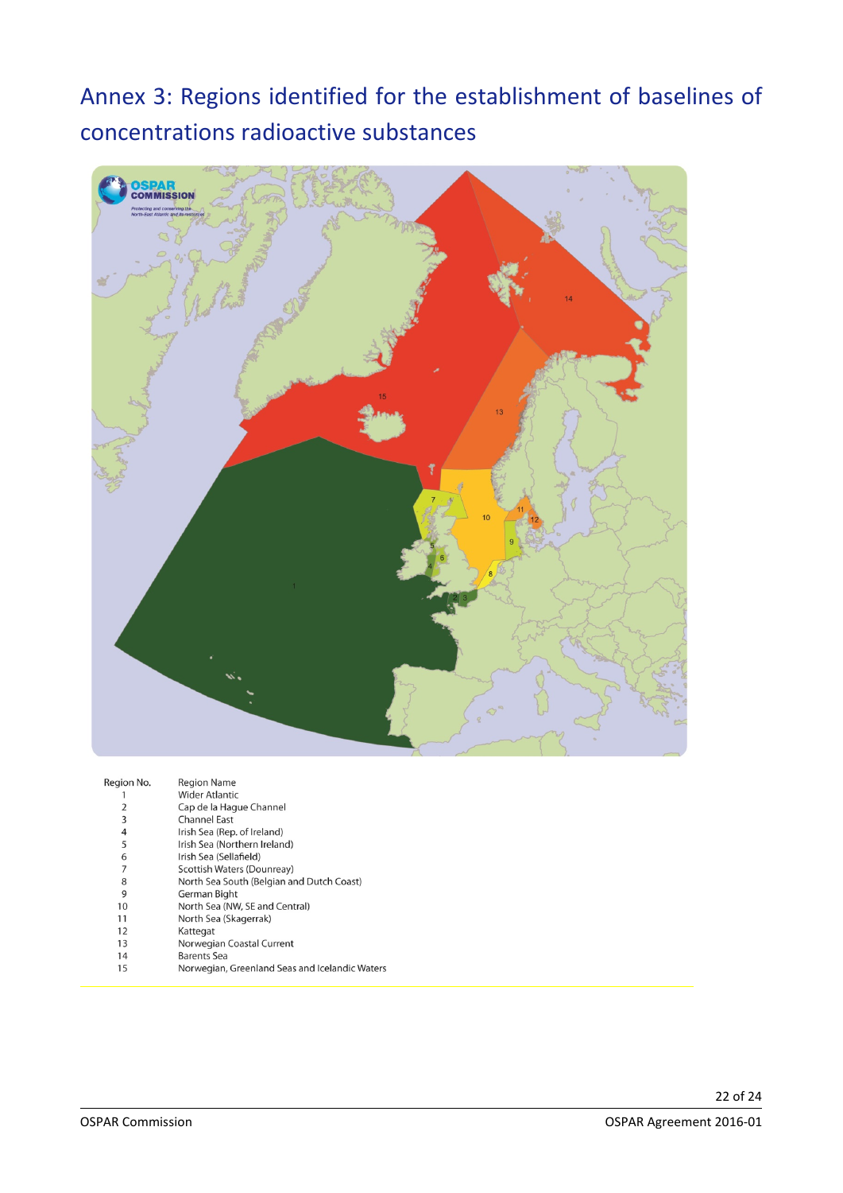# Annex 3: Regions identified for the establishment of baselines of concentrations radioactive substances

| Region No. | Region Name |
| --- | --- |
| 1 | Wider Atlantic |
| 2 | Cap de la Hague Channel |
| 3 | Channel East |
| 4 | Irish Sea (Rep. of Ireland) |
| 5 | Irish Sea (Northern Ireland) |
| 6 | Irish Sea (Sellafield) |
| 7 | Scottish Waters (Dounreay) |
| 8 | North Sea South (Belgian and Dutch Coast) |
| 9 | German Bight |
| 10 | North Sea (NW, SE and Central) |
| 11 | North Sea (Skagerrak) |
| 12 | Kattegat |
| 13 | Norwegian Coastal Current |
| 14 | Barents Sea |
| 15 | Norwegian, Greenland Seas and Icelandic Waters |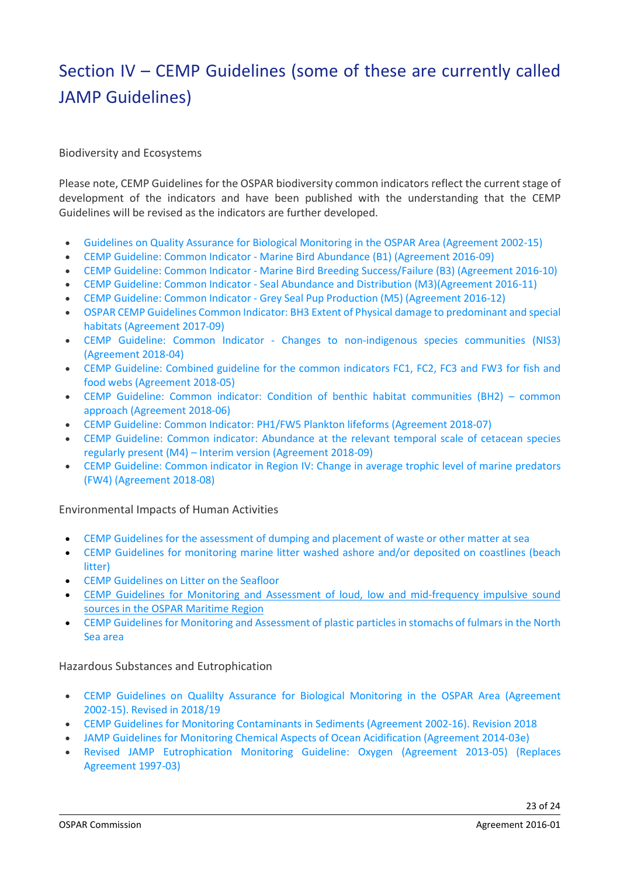# Section IV – CEMP Guidelines (some of these are currently called JAMP Guidelines)

## Biodiversity and Ecosystems

Please note, CEMP Guidelines for the OSPAR biodiversity common indicators reflect the current stage of development of the indicators and have been published with the understanding that the CEMP Guidelines will be revised as the indicators are further developed.

- Guidelines on Quality Assurance for Biological Monitoring in the OSPAR Area (Agreement 2002-15)
- CEMP Guideline: Common Indicator - Marine Bird Abundance (B1) (Agreement 2016-09)
- CEMP Guideline: Common Indicator - Marine Bird Breeding Success/Failure (B3) (Agreement 2016-10)
- CEMP Guideline: Common Indicator - Seal Abundance and Distribution (M3)(Agreement 2016-11)
- CEMP Guideline: Common Indicator - Grey Seal Pup Production (M5) (Agreement 2016-12)
- OSPAR CEMP Guidelines Common Indicator: BH3 Extent of Physical damage to predominant and special habitats (Agreement 2017-09)
- CEMP Guideline: Common Indicator - Changes to non-indigenous species communities (NIS3) (Agreement 2018-04)
- CEMP Guideline: Combined guideline for the common indicators FC1, FC2, FC3 and FW3 for fish and food webs (Agreement 2018-05)
- CEMP Guideline: Common indicator: Condition of benthic habitat communities (BH2) – common approach (Agreement 2018-06)
- CEMP Guideline: Common Indicator: PH1/FW5 Plankton lifeforms (Agreement 2018-07)
- CEMP Guideline: Common indicator: Abundance at the relevant temporal scale of cetacean species regularly present (M4) – Interim version (Agreement 2018-09)
- CEMP Guideline: Common indicator in Region IV: Change in average trophic level of marine predators (FW4) (Agreement 2018-08)

## Environmental Impacts of Human Activities

- CEMP Guidelines for the assessment of dumping and placement of waste or other matter at sea
- CEMP Guidelines for monitoring marine litter washed ashore and/or deposited on coastlines (beach litter)
- CEMP Guidelines on Litter on the Seafloor
- CEMP Guidelines for Monitoring and Assessment of loud, low and mid-frequency impulsive sound sources in the OSPAR Maritime Region
- CEMP Guidelines for Monitoring and Assessment of plastic particles in stomachs of fulmars in the North Sea area

## Hazardous Substances and Eutrophication

- CEMP Guidelines on Qualilty Assurance for Biological Monitoring in the OSPAR Area (Agreement 2002-15). Revised in 2018/19
- CEMP Guidelines for Monitoring Contaminants in Sediments (Agreement 2002-16). Revision 2018
- JAMP Guidelines for Monitoring Chemical Aspects of Ocean Acidification (Agreement 2014-03e)
- Revised JAMP Eutrophication Monitoring Guideline: Oxygen (Agreement 2013-05) (Replaces Agreement 1997-03)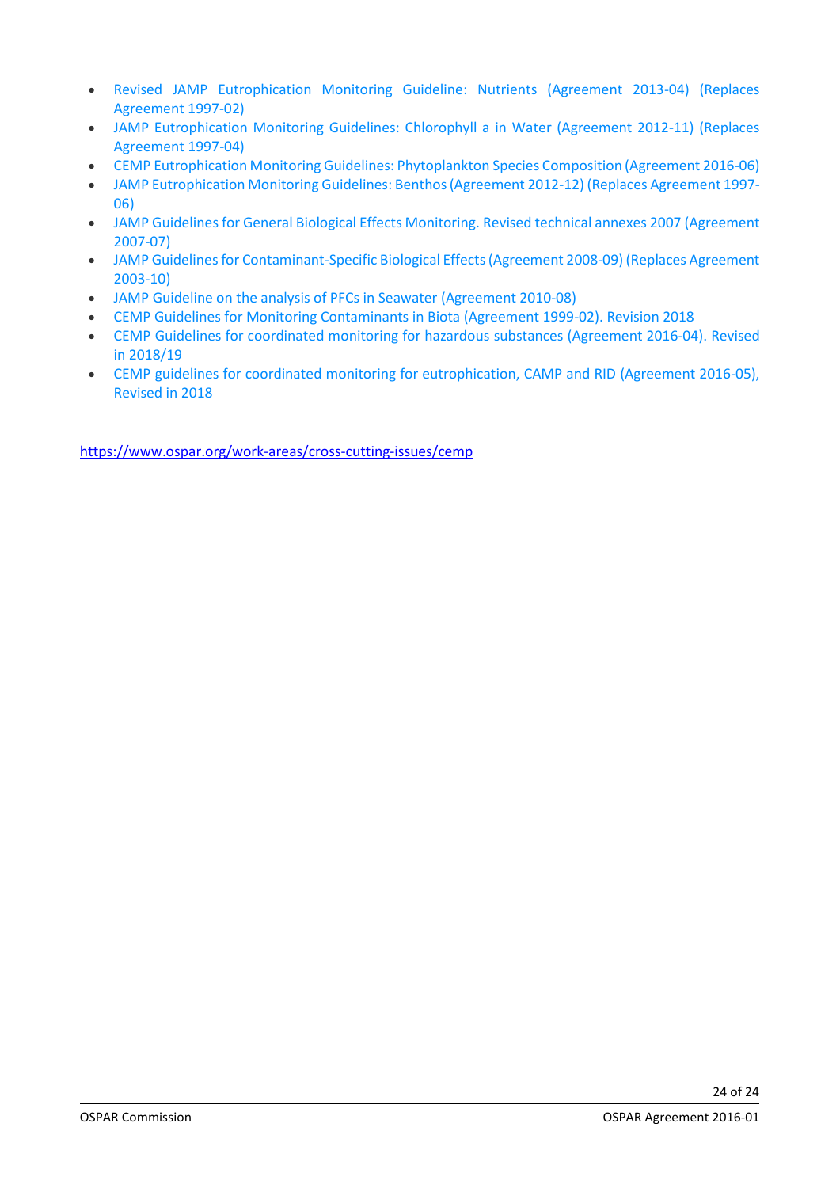- Revised JAMP Eutrophication Monitoring Guideline: Nutrients (Agreement 2013-04) (Replaces Agreement 1997-02)
- JAMP Eutrophication Monitoring Guidelines: Chlorophyll a in Water (Agreement 2012-11) (Replaces Agreement 1997-04)
- CEMP Eutrophication Monitoring Guidelines: Phytoplankton Species Composition (Agreement 2016-06)
- JAMP Eutrophication Monitoring Guidelines: Benthos (Agreement 2012-12) (Replaces Agreement 1997-06)
- JAMP Guidelines for General Biological Effects Monitoring. Revised technical annexes 2007 (Agreement 2007-07)
- JAMP Guidelines for Contaminant-Specific Biological Effects (Agreement 2008-09) (Replaces Agreement 2003-10)
- JAMP Guideline on the analysis of PFCs in Seawater (Agreement 2010-08)
- CEMP Guidelines for Monitoring Contaminants in Biota (Agreement 1999-02). Revision 2018
- CEMP Guidelines for coordinated monitoring for hazardous substances (Agreement 2016-04). Revised in 2018/19
- CEMP guidelines for coordinated monitoring for eutrophication, CAMP and RID (Agreement 2016-05), Revised in 2018

https://www.ospar.org/work-areas/cross-cutting-issues/cemp